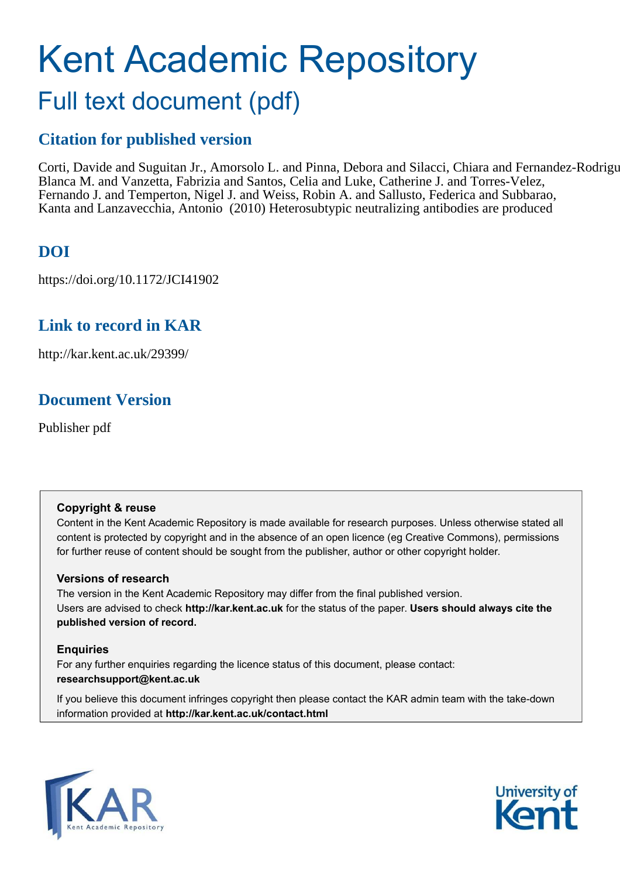# Kent Academic Repository

## Full text document (pdf)

## Citation for published version

Corti, Davide and Suguitan Jr., Amorsolo L. and Pinna, Debora and Silacci, Chiara and Fernandez-Rodrigu Blanca M. and Vanzetta, Fabrizia and Santos, Celia and Luke, Catherine J. and Torres-Velez, Fernando J. and Temperton, Nigel J. and Weiss, Robin A. and Sallusto, Federica and Subbarao, Kanta and Lanzavecchia, Antonio (2010) Heterosubtypic neutralizing antibodies are produced

## DOI

https://doi.org/10.1172/JCI41902

## Link to record in KAR

http://kar.kent.ac.uk/29399/

## Document Version

Publisher pdf

**Copyright & reuse**

Content in the Kent Academic Repository is made available for research purposes. Unless otherwise stated all content is protected by copyright and in the absence of an open licence (eg Creative Commons), permissions for further reuse of content should be sought from the publisher, author or other copyright holder.

**Versions of research**

The version in the Kent Academic Repository may differ from the final published version. Users are advised to check **http://kar.kent.ac.uk** for the status of the paper. **Users should always cite the published version of record.**

**Enquiries**

For any further enquiries regarding the licence status of this document, please contact: **researchsupport@kent.ac.uk**

If you believe this document infringes copyright then please contact the KAR admin team with the take-down information provided at **http://kar.kent.ac.uk/contact.html**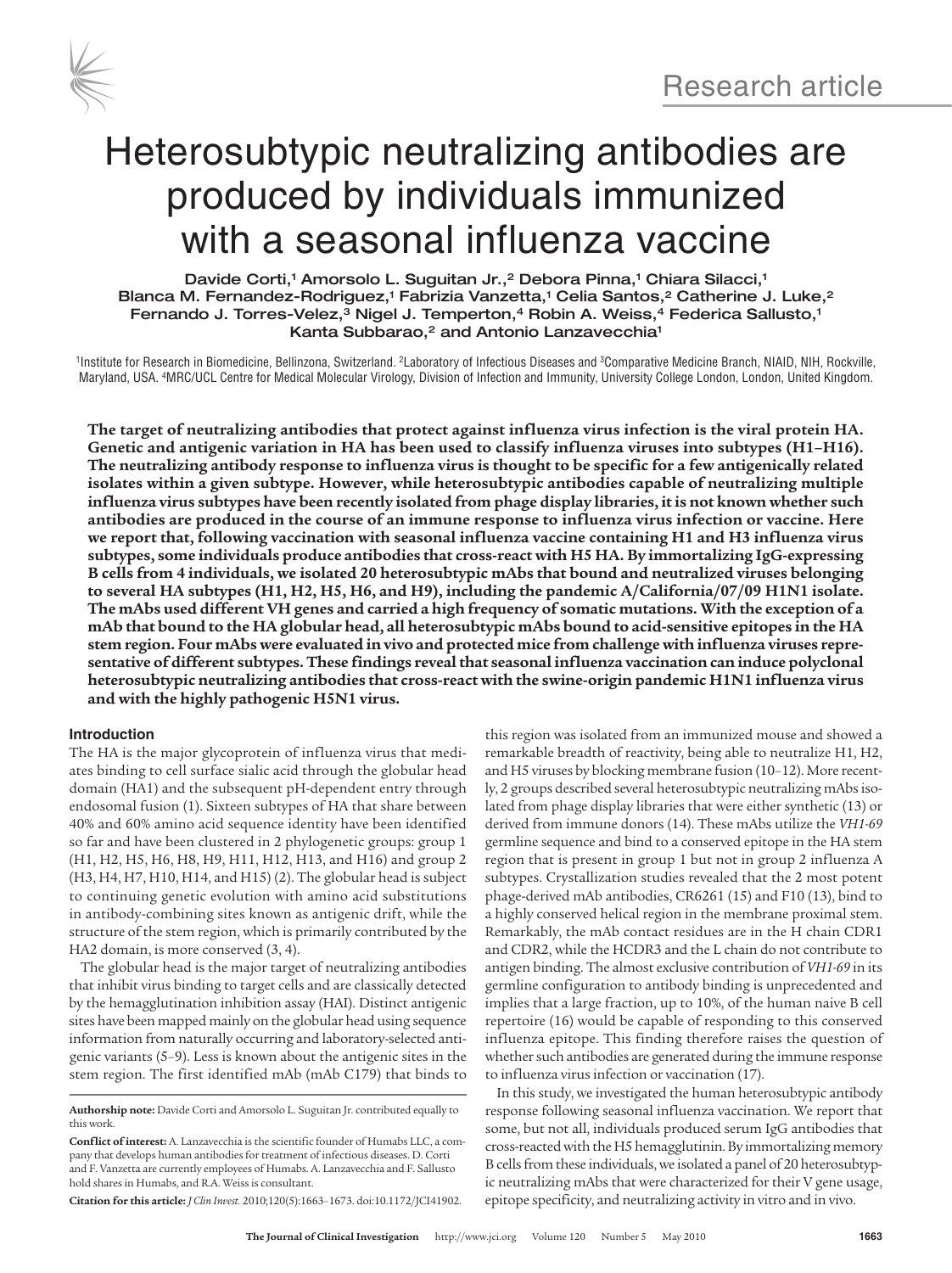# Heterosubtypic neutralizing antibodies are produced by individuals immunized with a seasonal influenza vaccine

Davide Corti,[1] Amorsolo L. Suguitan Jr.,[2] Debora Pinna,[1] Chiara Silacci,[1] Blanca M. Fernandez-Rodriguez,[1] Fabrizia Vanzetta,[1] Celia Santos,[2] Catherine J. Luke,[2] Fernando J. Torres-Velez,[3] Nigel J. Temperton,[4] Robin A. Weiss,[4] Federica Sallusto,[1] Kanta Subbarao,[2] and Antonio Lanzavecchia[1]

[1]Institute for Research in Biomedicine, Bellinzona, Switzerland. [2]Laboratory of Infectious Diseases and [3]Comparative Medicine Branch, NIAID, NIH, Rockville, Maryland, USA. [4]MRC/UCL Centre for Medical Molecular Virology, Division of Infection and Immunity, University College London, London, United Kingdom.

**The target of neutralizing antibodies that protect against influenza virus infection is the viral protein HA. Genetic and antigenic variation in HA has been used to classify influenza viruses into subtypes (H1–H16). The neutralizing antibody response to influenza virus is thought to be specific for a few antigenically related isolates within a given subtype. However, while heterosubtypic antibodies capable of neutralizing multiple influenza virus subtypes have been recently isolated from phage display libraries, it is not known whether such antibodies are produced in the course of an immune response to influenza virus infection or vaccine. Here we report that, following vaccination with seasonal influenza vaccine containing H1 and H3 influenza virus subtypes, some individuals produce antibodies that cross-react with H5 HA. By immortalizing IgG-expressing B cells from 4 individuals, we isolated 20 heterosubtypic mAbs that bound and neutralized viruses belonging to several HA subtypes (H1, H2, H5, H6, and H9), including the pandemic A/California/07/09 H1N1 isolate. The mAbs used different VH genes and carried a high frequency of somatic mutations. With the exception of a mAb that bound to the HA globular head, all heterosubtypic mAbs bound to acid-sensitive epitopes in the HA stem region. Four mAbs were evaluated in vivo and protected mice from challenge with influenza viruses representative of different subtypes. These findings reveal that seasonal influenza vaccination can induce polyclonal heterosubtypic neutralizing antibodies that cross-react with the swine-origin pandemic H1N1 influenza virus and with the highly pathogenic H5N1 virus.**

## Introduction

The HA is the major glycoprotein of influenza virus that mediates binding to cell surface sialic acid through the globular head domain (HA1) and the subsequent pH-dependent entry through endosomal fusion (1). Sixteen subtypes of HA that share between 40% and 60% amino acid sequence identity have been identified so far and have been clustered in 2 phylogenetic groups: group 1 (H1, H2, H5, H6, H8, H9, H11, H12, H13, and H16) and group 2 (H3, H4, H7, H10, H14, and H15) (2). The globular head is subject to continuing genetic evolution with amino acid substitutions in antibody-combining sites known as antigenic drift, while the structure of the stem region, which is primarily contributed by the HA2 domain, is more conserved (3, 4).

The globular head is the major target of neutralizing antibodies that inhibit virus binding to target cells and are classically detected by the hemagglutination inhibition assay (HAI). Distinct antigenic sites have been mapped mainly on the globular head using sequence information from naturally occurring and laboratory-selected antigenic variants (5–9). Less is known about the antigenic sites in the stem region. The first identified mAb (mAb C179) that binds to this region was isolated from an immunized mouse and showed a remarkable breadth of reactivity, being able to neutralize H1, H2, and H5 viruses by blocking membrane fusion (10–12). More recently, 2 groups described several heterosubtypic neutralizing mAbs isolated from phage display libraries that were either synthetic (13) or derived from immune donors (14). These mAbs utilize the *VH1-69* germline sequence and bind to a conserved epitope in the HA stem region that is present in group 1 but not in group 2 influenza A subtypes. Crystallization studies revealed that the 2 most potent phage-derived mAb antibodies, CR6261 (15) and F10 (13), bind to a highly conserved helical region in the membrane proximal stem. Remarkably, the mAb contact residues are in the H chain CDR1 and CDR2, while the HCDR3 and the L chain do not contribute to antigen binding. The almost exclusive contribution of *VH1-69* in its germline configuration to antibody binding is unprecedented and implies that a large fraction, up to 10%, of the human naive B cell repertoire (16) would be capable of responding to this conserved influenza epitope. This finding therefore raises the question of whether such antibodies are generated during the immune response to influenza virus infection or vaccination (17).

In this study, we investigated the human heterosubtypic antibody response following seasonal influenza vaccination. We report that some, but not all, individuals produced serum IgG antibodies that cross-reacted with the H5 hemagglutinin. By immortalizing memory B cells from these individuals, we isolated a panel of 20 heterosubtypic neutralizing mAbs that were characterized for their V gene usage, epitope specificity, and neutralizing activity in vitro and in vivo.

**Authorship note:** Davide Corti and Amorsolo L. Suguitan Jr. contributed equally to this work.

**Conflict of interest:** A. Lanzavecchia is the scientific founder of Humabs LLC, a company that develops human antibodies for treatment of infectious diseases. D. Corti and F. Vanzetta are currently employees of Humabs. A. Lanzavecchia and F. Sallusto hold shares in Humabs, and R.A. Weiss is consultant.

**Citation for this article:** *J Clin Invest.* 2010;120(5):1663–1673. doi:10.1172/JCI41902.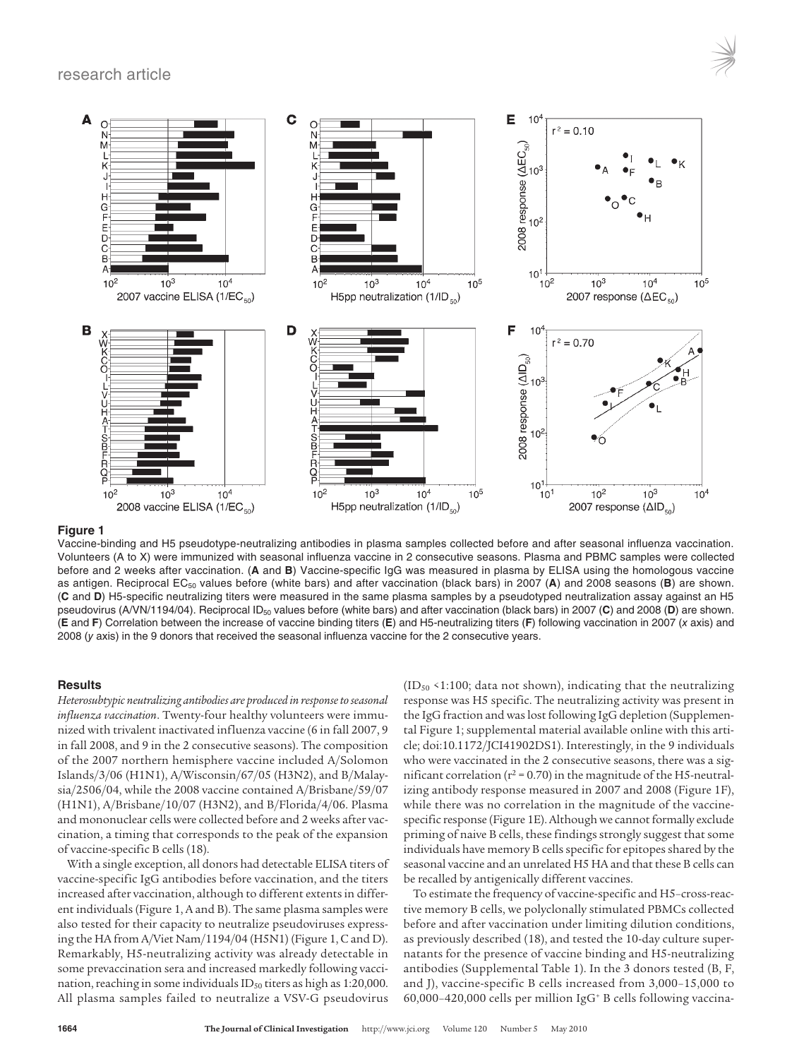**Figure 1**

Vaccine-binding and H5 pseudotype-neutralizing antibodies in plasma samples collected before and after seasonal influenza vaccination. Volunteers (A to X) were immunized with seasonal influenza vaccine in 2 consecutive seasons. Plasma and PBMC samples were collected before and 2 weeks after vaccination. (**A** and **B**) Vaccine-specific IgG was measured in plasma by ELISA using the homologous vaccine as antigen. Reciprocal $EC_{50}$ values before (white bars) and after vaccination (black bars) in 2007 (**A**) and 2008 seasons (**B**) are shown. (**C** and **D**) H5-specific neutralizing titers were measured in the same plasma samples by a pseudotyped neutralization assay against an H5 pseudovirus (A/VN/1194/04). Reciprocal $ID_{50}$ values before (white bars) and after vaccination (black bars) in 2007 (**C**) and 2008 (**D**) are shown. (**E** and **F**) Correlation between the increase of vaccine binding titers (**E**) and H5-neutralizing titers (**F**) following vaccination in 2007 (*x* axis) and 2008 (*y* axis) in the 9 donors that received the seasonal influenza vaccine for the 2 consecutive years.

## Results

*Heterosubtypic neutralizing antibodies are produced in response to seasonal influenza vaccination*. Twenty-four healthy volunteers were immunized with trivalent inactivated influenza vaccine (6 in fall 2007, 9 in fall 2008, and 9 in the 2 consecutive seasons). The composition of the 2007 northern hemisphere vaccine included A/Solomon Islands/3/06 (H1N1), A/Wisconsin/67/05 (H3N2), and B/Malaysia/2506/04, while the 2008 vaccine contained A/Brisbane/59/07 (H1N1), A/Brisbane/10/07 (H3N2), and B/Florida/4/06. Plasma and mononuclear cells were collected before and 2 weeks after vaccination, a timing that corresponds to the peak of the expansion of vaccine-specific B cells (18).

With a single exception, all donors had detectable ELISA titers of vaccine-specific IgG antibodies before vaccination, and the titers increased after vaccination, although to different extents in different individuals (Figure 1, A and B). The same plasma samples were also tested for their capacity to neutralize pseudoviruses expressing the HA from A/Viet Nam/1194/04 (H5N1) (Figure 1, C and D). Remarkably, H5-neutralizing activity was already detectable in some prevaccination sera and increased markedly following vaccination, reaching in some individuals $ID_{50}$ titers as high as 1:20,000. All plasma samples failed to neutralize a VSV-G pseudovirus ($ID_{50}$ <1:100; data not shown), indicating that the neutralizing response was H5 specific. The neutralizing activity was present in the IgG fraction and was lost following IgG depletion (Supplemental Figure 1; supplemental material available online with this article; doi:10.1172/JCI41902DS1). Interestingly, in the 9 individuals who were vaccinated in the 2 consecutive seasons, there was a significant correlation ($r^2 = 0.70$) in the magnitude of the H5-neutralizing antibody response measured in 2007 and 2008 (Figure 1F), while there was no correlation in the magnitude of the vaccine-specific response (Figure 1E). Although we cannot formally exclude priming of naive B cells, these findings strongly suggest that some individuals have memory B cells specific for epitopes shared by the seasonal vaccine and an unrelated H5 HA and that these B cells can be recalled by antigenically different vaccines.

To estimate the frequency of vaccine-specific and H5–cross-reactive memory B cells, we polyclonally stimulated PBMCs collected before and after vaccination under limiting dilution conditions, as previously described (18), and tested the 10-day culture supernatants for the presence of vaccine binding and H5-neutralizing antibodies (Supplemental Table 1). In the 3 donors tested (B, F, and J), vaccine-specific B cells increased from 3,000–15,000 to 60,000–420,000 cells per million $IgG^{+}$ B cells following vaccina-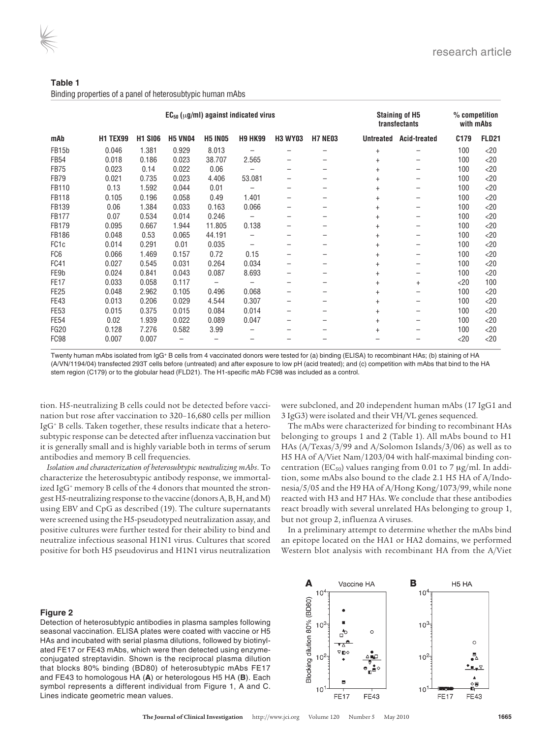**Table 1**
Binding properties of a panel of heterosubtypic human mAbs

| | $EC_{50}$ (μg/ml) against indicated virus | | | | | | | Staining of H5 transfectants | | % competition with mAbs | |
|---|---|---|---|---|---|---|---|---|---|---|---|
| mAb | H1 TEX99 | H1 SI06 | H5 VN04 | H5 IN05 | H9 HK99 | H3 WY03 | H7 NE03 | Untreated | Acid-treated | C179 | FLD21 |
| FB15b | 0.046 | 1.381 | 0.929 | 8.013 | – | – | – | + | – | 100 | <20 |
| FB54 | 0.018 | 0.186 | 0.023 | 38.707 | 2.565 | – | – | + | – | 100 | <20 |
| FB75 | 0.023 | 0.14 | 0.022 | 0.06 | – | – | – | + | – | 100 | <20 |
| FB79 | 0.021 | 0.735 | 0.023 | 4.406 | 53.081 | – | – | + | – | 100 | <20 |
| FB110 | 0.13 | 1.592 | 0.044 | 0.01 | – | – | – | + | – | 100 | <20 |
| FB118 | 0.105 | 0.196 | 0.058 | 0.49 | 1.401 | – | – | + | – | 100 | <20 |
| FB139 | 0.06 | 1.384 | 0.033 | 0.163 | 0.066 | – | – | + | – | 100 | <20 |
| FB177 | 0.07 | 0.534 | 0.014 | 0.246 | – | – | – | + | – | 100 | <20 |
| FB179 | 0.095 | 0.667 | 1.944 | 11.805 | 0.138 | – | – | + | – | 100 | <20 |
| FB186 | 0.048 | 0.53 | 0.065 | 44.191 | – | – | – | + | – | 100 | <20 |
| FC1c | 0.014 | 0.291 | 0.01 | 0.035 | – | – | – | + | – | 100 | <20 |
| FC6 | 0.066 | 1.469 | 0.157 | 0.72 | 0.15 | – | – | + | – | 100 | <20 |
| FC41 | 0.027 | 0.545 | 0.031 | 0.264 | 0.034 | – | – | + | – | 100 | <20 |
| FE9b | 0.024 | 0.841 | 0.043 | 0.087 | 8.693 | – | – | + | – | 100 | <20 |
| FE17 | 0.033 | 0.058 | 0.117 | – | – | – | – | + | + | <20 | 100 |
| FE25 | 0.048 | 2.962 | 0.105 | 0.496 | 0.068 | – | – | + | – | 100 | <20 |
| FE43 | 0.013 | 0.206 | 0.029 | 4.544 | 0.307 | – | – | + | – | 100 | <20 |
| FE53 | 0.015 | 0.375 | 0.015 | 0.084 | 0.014 | – | – | + | – | 100 | <20 |
| FE54 | 0.02 | 1.939 | 0.022 | 0.089 | 0.047 | – | – | + | – | 100 | <20 |
| FG20 | 0.128 | 7.276 | 0.582 | 3.99 | – | – | – | + | – | 100 | <20 |
| FC98 | 0.007 | 0.007 | – | – | – | – | – | – | – | <20 | <20 |

Twenty human mAbs isolated from IgG+ B cells from 4 vaccinated donors were tested for (a) binding (ELISA) to recombinant HAs; (b) staining of HA (A/VN/1194/04) transfected 293T cells before (untreated) and after exposure to low pH (acid treated); and (c) competition with mAbs that bind to the HA stem region (C179) or to the globular head (FLD21). The H1-specific mAb FC98 was included as a control.

tion. H5-neutralizing B cells could not be detected before vaccination but rose after vaccination to 320–16,680 cells per million IgG+ B cells. Taken together, these results indicate that a heterosubtypic response can be detected after influenza vaccination but it is generally small and is highly variable both in terms of serum antibodies and memory B cell frequencies.

*Isolation and characterization of heterosubtypic neutralizing mAbs.* To characterize the heterosubtypic antibody response, we immortalized IgG+ memory B cells of the 4 donors that mounted the strongest H5-neutralizing response to the vaccine (donors A, B, H, and M) using EBV and CpG as described (19). The culture supernatants were screened using the H5-pseudotyped neutralization assay, and positive cultures were further tested for their ability to bind and neutralize infectious seasonal H1N1 virus. Cultures that scored positive for both H5 pseudovirus and H1N1 virus neutralization were subcloned, and 20 independent human mAbs (17 IgG1 and 3 IgG3) were isolated and their VH/VL genes sequenced.

The mAbs were characterized for binding to recombinant HAs belonging to groups 1 and 2 (Table 1). All mAbs bound to H1 HAs (A/Texas/3/99 and A/Solomon Islands/3/06) as well as to H5 HA of A/Viet Nam/1203/04 with half-maximal binding concentration ($EC_{50}$) values ranging from 0.01 to 7 μg/ml. In addition, some mAbs also bound to the clade 2.1 H5 HA of A/Indonesia/5/05 and the H9 HA of A/Hong Kong/1073/99, while none reacted with H3 and H7 HAs. We conclude that these antibodies react broadly with several unrelated HAs belonging to group 1, but not group 2, influenza A viruses.

In a preliminary attempt to determine whether the mAbs bind an epitope located on the HA1 or HA2 domains, we performed Western blot analysis with recombinant HA from the A/Viet

**Figure 2**
Detection of heterosubtypic antibodies in plasma samples following seasonal vaccination. ELISA plates were coated with vaccine or H5 HAs and incubated with serial plasma dilutions, followed by biotinylated FE17 or FE43 mAbs, which were then detected using enzyme-conjugated streptavidin. Shown is the reciprocal plasma dilution that blocks 80% binding (BD80) of heterosubtypic mAbs FE17 and FE43 to homologous HA (**A**) or heterologous H5 HA (**B**). Each symbol represents a different individual from Figure 1, A and C. Lines indicate geometric mean values.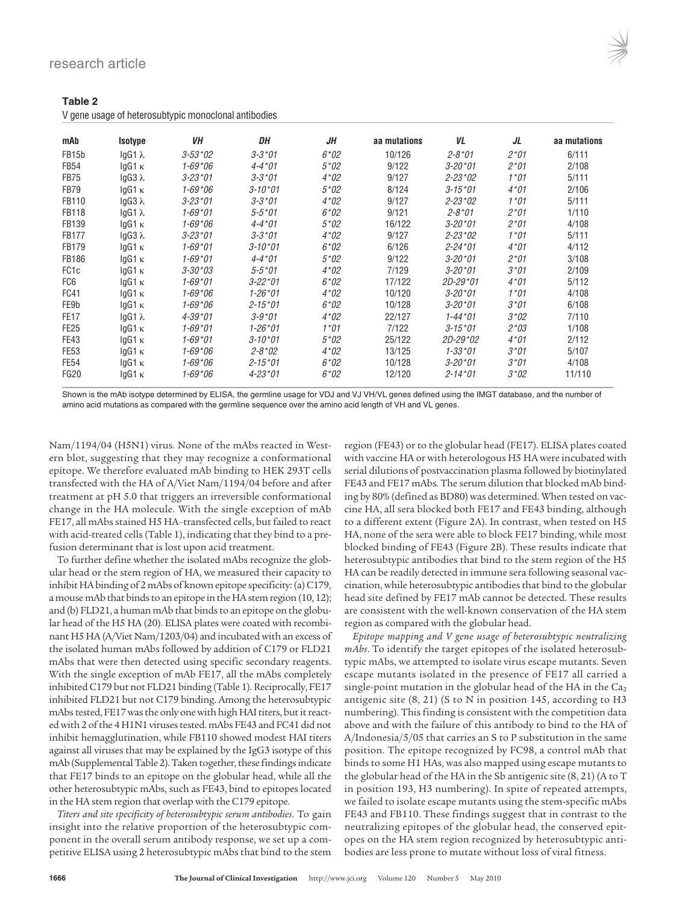**Table 2**

V gene usage of heterosubtypic monoclonal antibodies

| mAb | Isotype | *VH* | *DH* | *JH* | aa mutations | *VL* | *JL* | aa mutations |
|---|---|---|---|---|---|---|---|---|
| FB15b | IgG1 λ | *3-53*02* | *3-3*01* | *6*02* | 10/126 | *2-8*01* | *2*01* | 6/111 |
| FB54 | IgG1 κ | *1-69*06* | *4-4*01* | *5*02* | 9/122 | *3-20*01* | *2*01* | 2/108 |
| FB75 | IgG3 λ | *3-23*01* | *3-3*01* | *4*02* | 9/127 | *2-23*02* | *1*01* | 5/111 |
| FB79 | IgG1 κ | *1-69*06* | *3-10*01* | *5*02* | 8/124 | *3-15*01* | *4*01* | 2/106 |
| FB110 | IgG3 λ | *3-23*01* | *3-3*01* | *4*02* | 9/127 | *2-23*02* | *1*01* | 5/111 |
| FB118 | IgG1 λ | *1-69*01* | *5-5*01* | *6*02* | 9/121 | *2-8*01* | *2*01* | 1/110 |
| FB139 | IgG1 κ | *1-69*06* | *4-4*01* | *5*02* | 16/122 | *3-20*01* | *2*01* | 4/108 |
| FB177 | IgG3 λ | *3-23*01* | *3-3*01* | *4*02* | 9/127 | *2-23*02* | *1*01* | 5/111 |
| FB179 | IgG1 κ | *1-69*01* | *3-10*01* | *6*02* | 6/126 | *2-24*01* | *4*01* | 4/112 |
| FB186 | IgG1 κ | *1-69*01* | *4-4*01* | *5*02* | 9/122 | *3-20*01* | *2*01* | 3/108 |
| FC1c | IgG1 κ | *3-30*03* | *5-5*01* | *4*02* | 7/129 | *3-20*01* | *3*01* | 2/109 |
| FC6 | IgG1 κ | *1-69*01* | *3-22*01* | *6*02* | 17/122 | *2D-29*01* | *4*01* | 5/112 |
| FC41 | IgG1 κ | *1-69*06* | *1-26*01* | *4*02* | 10/120 | *3-20*01* | *1*01* | 4/108 |
| FE9b | IgG1 κ | *1-69*06* | *2-15*01* | *6*02* | 10/128 | *3-20*01* | *3*01* | 6/108 |
| FE17 | IgG1 λ | *4-39*01* | *3-9*01* | *4*02* | 22/127 | *1-44*01* | *3*02* | 7/110 |
| FE25 | IgG1 κ | *1-69*01* | *1-26*01* | *1*01* | 7/122 | *3-15*01* | *2*03* | 1/108 |
| FE43 | IgG1 κ | *1-69*01* | *3-10*01* | *5*02* | 25/122 | *2D-29*02* | *4*01* | 2/112 |
| FE53 | IgG1 κ | *1-69*06* | *2-8*02* | *4*02* | 13/125 | *1-33*01* | *3*01* | 5/107 |
| FE54 | IgG1 κ | *1-69*06* | *2-15*01* | *6*02* | 10/128 | *3-20*01* | *3*01* | 4/108 |
| FG20 | IgG1 κ | *1-69*06* | *4-23*01* | *6*02* | 12/120 | *2-14*01* | *3*02* | 11/110 |

Shown is the mAb isotype determined by ELISA, the germline usage for VDJ and VJ VH/VL genes defined using the IMGT database, and the number of amino acid mutations as compared with the germline sequence over the amino acid length of VH and VL genes.

Nam/1194/04 (H5N1) virus. None of the mAbs reacted in Western blot, suggesting that they may recognize a conformational epitope. We therefore evaluated mAb binding to HEK 293T cells transfected with the HA of A/Viet Nam/1194/04 before and after treatment at pH 5.0 that triggers an irreversible conformational change in the HA molecule. With the single exception of mAb FE17, all mAbs stained H5 HA–transfected cells, but failed to react with acid-treated cells (Table 1), indicating that they bind to a prefusion determinant that is lost upon acid treatment.

To further define whether the isolated mAbs recognize the globular head or the stem region of HA, we measured their capacity to inhibit HA binding of 2 mAbs of known epitope specificity: (a) C179, a mouse mAb that binds to an epitope in the HA stem region (10, 12); and (b) FLD21, a human mAb that binds to an epitope on the globular head of the H5 HA (20). ELISA plates were coated with recombinant H5 HA (A/Viet Nam/1203/04) and incubated with an excess of the isolated human mAbs followed by addition of C179 or FLD21 mAbs that were then detected using specific secondary reagents. With the single exception of mAb FE17, all the mAbs completely inhibited C179 but not FLD21 binding (Table 1). Reciprocally, FE17 inhibited FLD21 but not C179 binding. Among the heterosubtypic mAbs tested, FE17 was the only one with high HAI titers, but it reacted with 2 of the 4 H1N1 viruses tested. mAbs FE43 and FC41 did not inhibit hemagglutination, while FB110 showed modest HAI titers against all viruses that may be explained by the IgG3 isotype of this mAb (Supplemental Table 2). Taken together, these findings indicate that FE17 binds to an epitope on the globular head, while all the other heterosubtypic mAbs, such as FE43, bind to epitopes located in the HA stem region that overlap with the C179 epitope.

*Titers and site specificity of heterosubtypic serum antibodies*. To gain insight into the relative proportion of the heterosubtypic component in the overall serum antibody response, we set up a competitive ELISA using 2 heterosubtypic mAbs that bind to the stem region (FE43) or to the globular head (FE17). ELISA plates coated with vaccine HA or with heterologous H5 HA were incubated with serial dilutions of postvaccination plasma followed by biotinylated FE43 and FE17 mAbs. The serum dilution that blocked mAb binding by 80% (defined as BD80) was determined. When tested on vaccine HA, all sera blocked both FE17 and FE43 binding, although to a different extent (Figure 2A). In contrast, when tested on H5 HA, none of the sera were able to block FE17 binding, while most blocked binding of FE43 (Figure 2B). These results indicate that heterosubtypic antibodies that bind to the stem region of the H5 HA can be readily detected in immune sera following seasonal vaccination, while heterosubtypic antibodies that bind to the globular head site defined by FE17 mAb cannot be detected. These results are consistent with the well-known conservation of the HA stem region as compared with the globular head.

*Epitope mapping and V gene usage of heterosubtypic neutralizing mAbs*. To identify the target epitopes of the isolated heterosubtypic mAbs, we attempted to isolate virus escape mutants. Seven escape mutants isolated in the presence of FE17 all carried a single-point mutation in the globular head of the HA in the $Ca_2$ antigenic site (8, 21) (S to N in position 145, according to H3 numbering). This finding is consistent with the competition data above and with the failure of this antibody to bind to the HA of A/Indonesia/5/05 that carries an S to P substitution in the same position. The epitope recognized by FC98, a control mAb that binds to some H1 HAs, was also mapped using escape mutants to the globular head of the HA in the Sb antigenic site (8, 21) (A to T in position 193, H3 numbering). In spite of repeated attempts, we failed to isolate escape mutants using the stem-specific mAbs FE43 and FB110. These findings suggest that in contrast to the neutralizing epitopes of the globular head, the conserved epitopes on the HA stem region recognized by heterosubtypic antibodies are less prone to mutate without loss of viral fitness.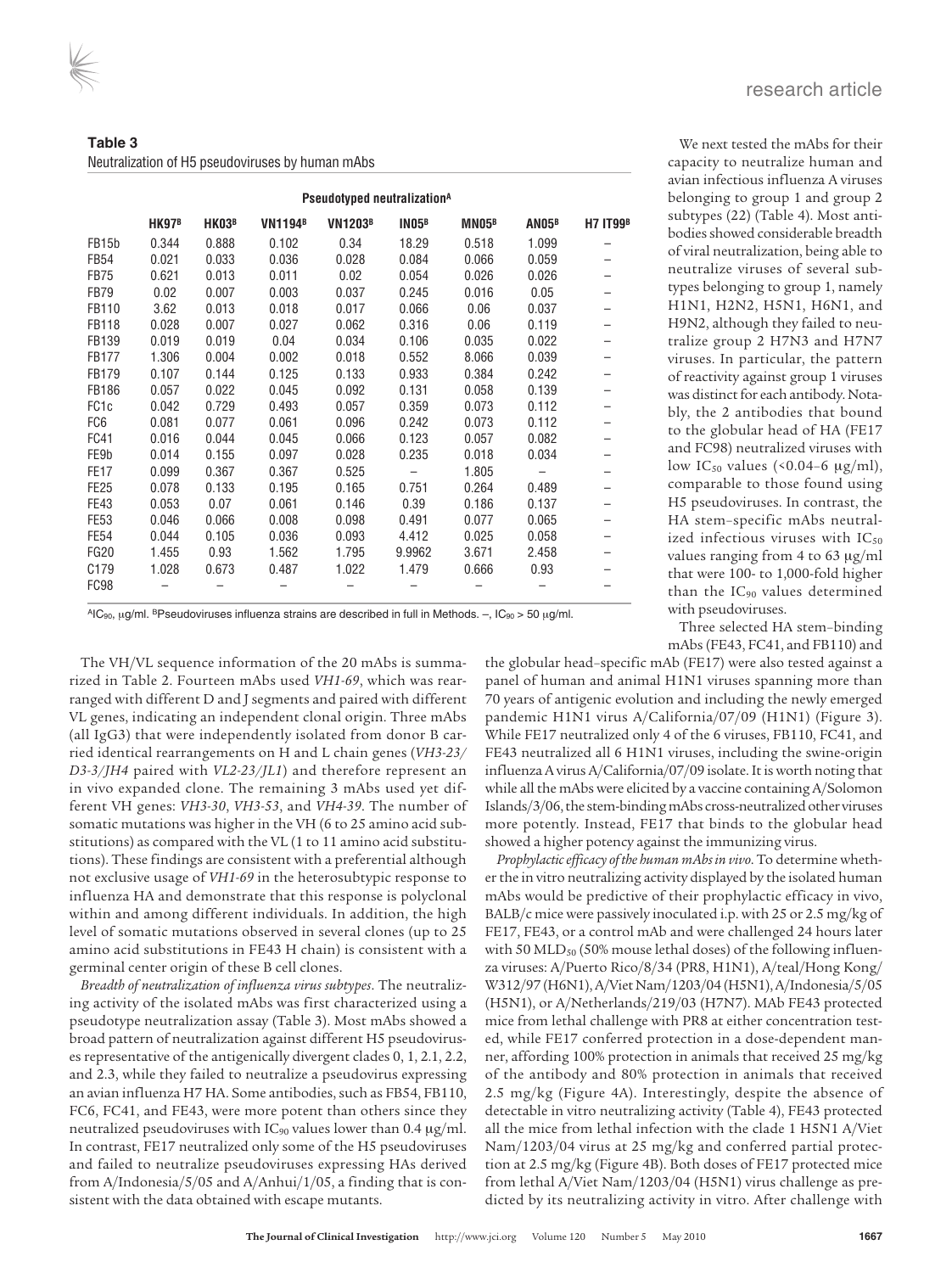**Table 3**
Neutralization of H5 pseudoviruses by human mAbs

| | Pseudotyped neutralization[A] | | | | | | | |
|---|---|---|---|---|---|---|---|---|
| | HK97[B] | HK03[B] | VN1194[B] | VN1203[B] | IN05[B] | MN05[B] | AN05[B] | H7 IT99[B] |
| FB15b | 0.344 | 0.888 | 0.102 | 0.34 | 18.29 | 0.518 | 1.099 | – |
| FB54 | 0.021 | 0.033 | 0.036 | 0.028 | 0.084 | 0.066 | 0.059 | – |
| FB75 | 0.621 | 0.013 | 0.011 | 0.02 | 0.054 | 0.026 | 0.026 | – |
| FB79 | 0.02 | 0.007 | 0.003 | 0.037 | 0.245 | 0.016 | 0.05 | – |
| FB110 | 3.62 | 0.013 | 0.018 | 0.017 | 0.066 | 0.06 | 0.037 | – |
| FB118 | 0.028 | 0.007 | 0.027 | 0.062 | 0.316 | 0.06 | 0.119 | – |
| FB139 | 0.019 | 0.019 | 0.04 | 0.034 | 0.106 | 0.035 | 0.022 | – |
| FB177 | 1.306 | 0.004 | 0.002 | 0.018 | 0.552 | 8.066 | 0.039 | – |
| FB179 | 0.107 | 0.144 | 0.125 | 0.133 | 0.933 | 0.384 | 0.242 | – |
| FB186 | 0.057 | 0.022 | 0.045 | 0.092 | 0.131 | 0.058 | 0.139 | – |
| FC1c | 0.042 | 0.729 | 0.493 | 0.057 | 0.359 | 0.073 | 0.112 | – |
| FC6 | 0.081 | 0.077 | 0.061 | 0.096 | 0.242 | 0.073 | 0.112 | – |
| FC41 | 0.016 | 0.044 | 0.045 | 0.066 | 0.123 | 0.057 | 0.082 | – |
| FE9b | 0.014 | 0.155 | 0.097 | 0.028 | 0.235 | 0.018 | 0.034 | – |
| FE17 | 0.099 | 0.367 | 0.367 | 0.525 | – | 1.805 | – | – |
| FE25 | 0.078 | 0.133 | 0.195 | 0.165 | 0.751 | 0.264 | 0.489 | – |
| FE43 | 0.053 | 0.07 | 0.061 | 0.146 | 0.39 | 0.186 | 0.137 | – |
| FE53 | 0.046 | 0.066 | 0.008 | 0.098 | 0.491 | 0.077 | 0.065 | – |
| FE54 | 0.044 | 0.105 | 0.036 | 0.093 | 4.412 | 0.025 | 0.058 | – |
| FG20 | 1.455 | 0.93 | 1.562 | 1.795 | 9.9962 | 3.671 | 2.458 | – |
| C179 | 1.028 | 0.673 | 0.487 | 1.022 | 1.479 | 0.666 | 0.93 | – |
| FC98 | – | – | – | – | – | – | – | – |

[A]$IC_{90}$, μg/ml. [B]Pseudoviruses influenza strains are described in full in Methods. –, $IC_{90}$ > 50 μg/ml.

The VH/VL sequence information of the 20 mAbs is summarized in Table 2. Fourteen mAbs used *VH1-69*, which was rearranged with different D and J segments and paired with different VL genes, indicating an independent clonal origin. Three mAbs (all IgG3) that were independently isolated from donor B carried identical rearrangements on H and L chain genes (*VH3-23/D3-3/JH4* paired with *VL2-23/JL1*) and therefore represent an in vivo expanded clone. The remaining 3 mAbs used yet different VH genes: *VH3-30*, *VH3-53*, and *VH4-39*. The number of somatic mutations was higher in the VH (6 to 25 amino acid substitutions) as compared with the VL (1 to 11 amino acid substitutions). These findings are consistent with a preferential although not exclusive usage of *VH1-69* in the heterosubtypic response to influenza HA and demonstrate that this response is polyclonal within and among different individuals. In addition, the high level of somatic mutations observed in several clones (up to 25 amino acid substitutions in FE43 H chain) is consistent with a germinal center origin of these B cell clones.

*Breadth of neutralization of influenza virus subtypes*. The neutralizing activity of the isolated mAbs was first characterized using a pseudotype neutralization assay (Table 3). Most mAbs showed a broad pattern of neutralization against different H5 pseudoviruses representative of the antigenically divergent clades 0, 1, 2.1, 2.2, and 2.3, while they failed to neutralize a pseudovirus expressing an avian influenza H7 HA. Some antibodies, such as FB54, FB110, FC6, FC41, and FE43, were more potent than others since they neutralized pseudoviruses with $IC_{90}$ values lower than 0.4 μg/ml. In contrast, FE17 neutralized only some of the H5 pseudoviruses and failed to neutralize pseudoviruses expressing HAs derived from A/Indonesia/5/05 and A/Anhui/1/05, a finding that is consistent with the data obtained with escape mutants.

We next tested the mAbs for their capacity to neutralize human and avian infectious influenza A viruses belonging to group 1 and group 2 subtypes (22) (Table 4). Most antibodies showed considerable breadth of viral neutralization, being able to neutralize viruses of several subtypes belonging to group 1, namely H1N1, H2N2, H5N1, H6N1, and H9N2, although they failed to neutralize group 2 H7N3 and H7N7 viruses. In particular, the pattern of reactivity against group 1 viruses was distinct for each antibody. Notably, the 2 antibodies that bound to the globular head of HA (FE17 and FC98) neutralized viruses with low $IC_{50}$ values (<0.04–6 μg/ml), comparable to those found using H5 pseudoviruses. In contrast, the HA stem–specific mAbs neutralized infectious viruses with $IC_{50}$ values ranging from 4 to 63 μg/ml that were 100- to 1,000-fold higher than the $IC_{90}$ values determined with pseudoviruses.

Three selected HA stem–binding mAbs (FE43, FC41, and FB110) and the globular head–specific mAb (FE17) were also tested against a panel of human and animal H1N1 viruses spanning more than 70 years of antigenic evolution and including the newly emerged pandemic H1N1 virus A/California/07/09 (H1N1) (Figure 3). While FE17 neutralized only 4 of the 6 viruses, FB110, FC41, and FE43 neutralized all 6 H1N1 viruses, including the swine-origin influenza A virus A/California/07/09 isolate. It is worth noting that while all the mAbs were elicited by a vaccine containing A/Solomon Islands/3/06, the stem-binding mAbs cross-neutralized other viruses more potently. Instead, FE17 that binds to the globular head showed a higher potency against the immunizing virus.

*Prophylactic efficacy of the human mAbs in vivo*. To determine whether the in vitro neutralizing activity displayed by the isolated human mAbs would be predictive of their prophylactic efficacy in vivo, BALB/c mice were passively inoculated i.p. with 25 or 2.5 mg/kg of FE17, FE43, or a control mAb and were challenged 24 hours later with 50 $MLD_{50}$ (50% mouse lethal doses) of the following influenza viruses: A/Puerto Rico/8/34 (PR8, H1N1), A/teal/Hong Kong/W312/97 (H6N1), A/Viet Nam/1203/04 (H5N1), A/Indonesia/5/05 (H5N1), or A/Netherlands/219/03 (H7N7). MAb FE43 protected mice from lethal challenge with PR8 at either concentration tested, while FE17 conferred protection in a dose-dependent manner, affording 100% protection in animals that received 25 mg/kg of the antibody and 80% protection in animals that received 2.5 mg/kg (Figure 4A). Interestingly, despite the absence of detectable in vitro neutralizing activity (Table 4), FE43 protected all the mice from lethal infection with the clade 1 H5N1 A/Viet Nam/1203/04 virus at 25 mg/kg and conferred partial protection at 2.5 mg/kg (Figure 4B). Both doses of FE17 protected mice from lethal A/Viet Nam/1203/04 (H5N1) virus challenge as predicted by its neutralizing activity in vitro. After challenge with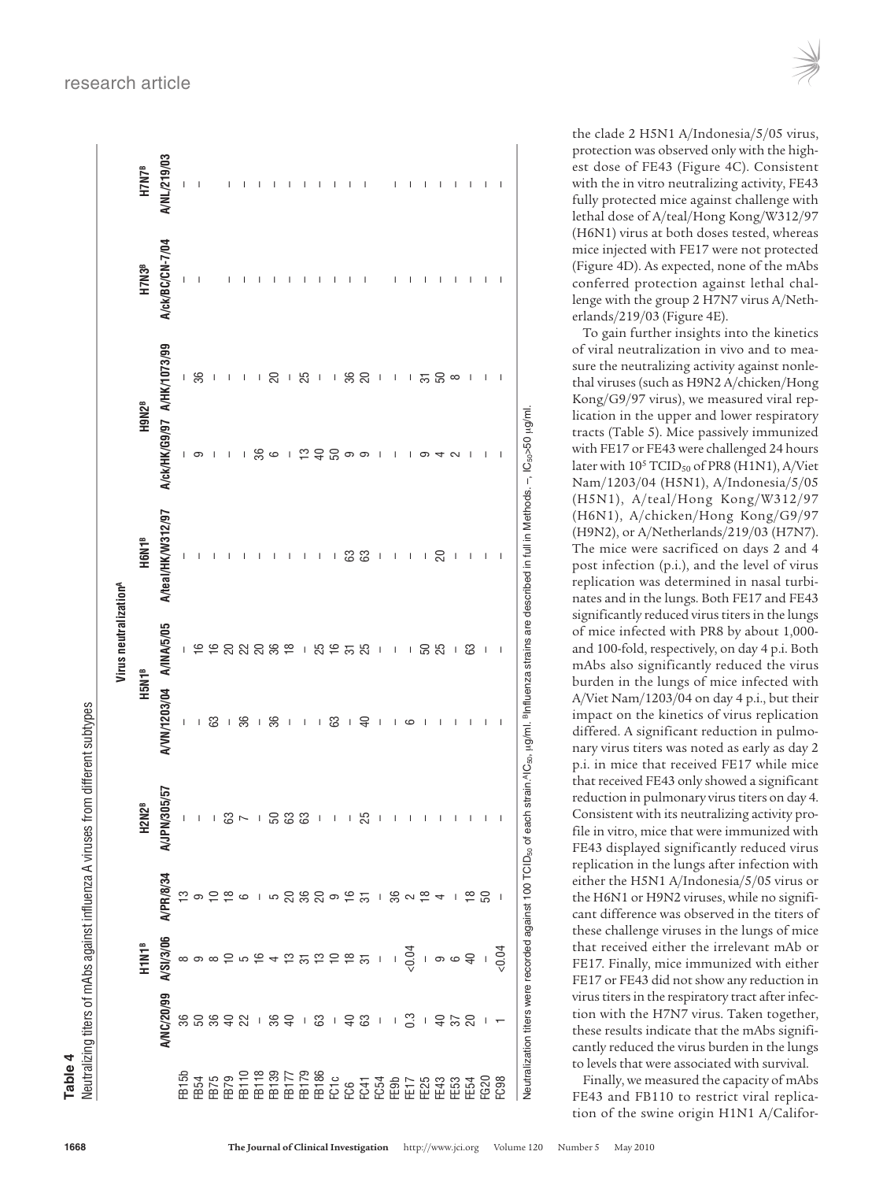**Table 4**

Neutralizing titers of mAbs against influenza A viruses from different subtypes

| | Virus neutralization[A] | | | | | | | | | | |
|---|---|---|---|---|---|---|---|---|---|---|---|
| | H1N1[B] | | | H2N2[B] | H5N1[B] | | H6N1[B] | H9N2[B] | | H7N3[B] | H7N7[B] |
| | A/NC/20/99 | A/SI/3/06 | A/PR/8/34 | A/JPN/305/57 | A/VN/1203/04 | A/INA/5/05 | A/teal/HK/W312/97 | A/ck/HK/G9/97 | A/HK/1073/99 | A/ck/BC/CN-7/04 | A/NL/219/03 |
| FB15b | 36 | 8 | 13 | – | – | – | – | – | – | – | – |
| FB54 | 50 | 9 | 9 | – | – | 16 | – | 9 | 36 | – | – |
| FB75 | 36 | 8 | 10 | – | 63 | 16 | – | – | – | | |
| FB79 | 40 | 10 | 18 | 63 | – | 20 | – | – | – | – | – |
| FB110 | 22 | 5 | 6 | 7 | 36 | 22 | – | – | – | – | – |
| FB118 | – | 16 | – | – | – | 20 | – | 36 | – | – | – |
| FB139 | 36 | 4 | 5 | 50 | 36 | 36 | – | 6 | 20 | – | – |
| FB177 | 40 | 13 | 20 | 63 | – | 18 | – | – | – | – | – |
| FB179 | – | 31 | 36 | 63 | – | – | – | 13 | 25 | – | – |
| FB186 | 63 | 13 | 20 | – | – | 25 | – | 40 | – | – | – |
| FC1c | – | 10 | 9 | – | 63 | 16 | – | 50 | – | – | – |
| FC6 | 40 | 18 | 16 | – | – | 31 | 63 | 9 | 36 | – | – |
| FC41 | 63 | 31 | 31 | 25 | 40 | 25 | 63 | 9 | 20 | – | – |
| FC54 | – | – | – | – | – | – | – | – | – | | |
| FE9b | – | – | 36 | – | – | – | – | – | – | – | – |
| FE17 | 0.3 | <0.04 | 2 | – | 6 | – | – | – | – | – | – |
| FE25 | – | – | 18 | – | – | 50 | – | 9 | 31 | – | – |
| FE43 | 40 | 9 | 4 | – | – | 25 | 20 | 4 | 50 | – | – |
| FE53 | 37 | 6 | – | – | – | – | – | 2 | 8 | – | – |
| FE54 | 20 | 40 | 18 | – | – | 63 | – | – | – | – | – |
| FG20 | – | – | 50 | – | – | – | – | – | – | – | – |
| FC98 | 1 | <0.04 | – | – | – | – | – | – | – | – | – |

Neutralization titers were recorded against 100 $TCID_{50}$ of each strain. [A]$IC_{50}$, μg/ml. [B]Influenza strains are described in full in Methods. –, $IC_{50}$>50 μg/ml.

the clade 2 H5N1 A/Indonesia/5/05 virus, protection was observed only with the highest dose of FE43 (Figure 4C). Consistent with the in vitro neutralizing activity, FE43 fully protected mice against challenge with lethal dose of A/teal/Hong Kong/W312/97 (H6N1) virus at both doses tested, whereas mice injected with FE17 were not protected (Figure 4D). As expected, none of the mAbs conferred protection against lethal challenge with the group 2 H7N7 virus A/Netherlands/219/03 (Figure 4E).

To gain further insights into the kinetics of viral neutralization in vivo and to measure the neutralizing activity against nonlethal viruses (such as H9N2 A/chicken/Hong Kong/G9/97 virus), we measured viral replication in the upper and lower respiratory tracts (Table 5). Mice passively immunized with FE17 or FE43 were challenged 24 hours later with $10^5$ $TCID_{50}$ of PR8 (H1N1), A/Viet Nam/1203/04 (H5N1), A/Indonesia/5/05 (H5N1), A/teal/Hong Kong/W312/97 (H6N1), A/chicken/Hong Kong/G9/97 (H9N2), or A/Netherlands/219/03 (H7N7). The mice were sacrificed on days 2 and 4 post infection (p.i.), and the level of virus replication was determined in nasal turbinates and in the lungs. Both FE17 and FE43 significantly reduced virus titers in the lungs of mice infected with PR8 by about 1,000- and 100-fold, respectively, on day 4 p.i. Both mAbs also significantly reduced the virus burden in the lungs of mice infected with A/Viet Nam/1203/04 on day 4 p.i., but their impact on the kinetics of virus replication differed. A significant reduction in pulmonary virus titers was noted as early as day 2 p.i. in mice that received FE17 while mice that received FE43 only showed a significant reduction in pulmonary virus titers on day 4. Consistent with its neutralizing activity profile in vitro, mice that were immunized with FE43 displayed significantly reduced virus replication in the lungs after infection with either the H5N1 A/Indonesia/5/05 virus or the H6N1 or H9N2 viruses, while no significant difference was observed in the titers of these challenge viruses in the lungs of mice that received either the irrelevant mAb or FE17. Finally, mice immunized with either FE17 or FE43 did not show any reduction in virus titers in the respiratory tract after infection with the H7N7 virus. Taken together, these results indicate that the mAbs significantly reduced the virus burden in the lungs to levels that were associated with survival.

Finally, we measured the capacity of mAbs FE43 and FB110 to restrict viral replication of the swine origin H1N1 A/Califor-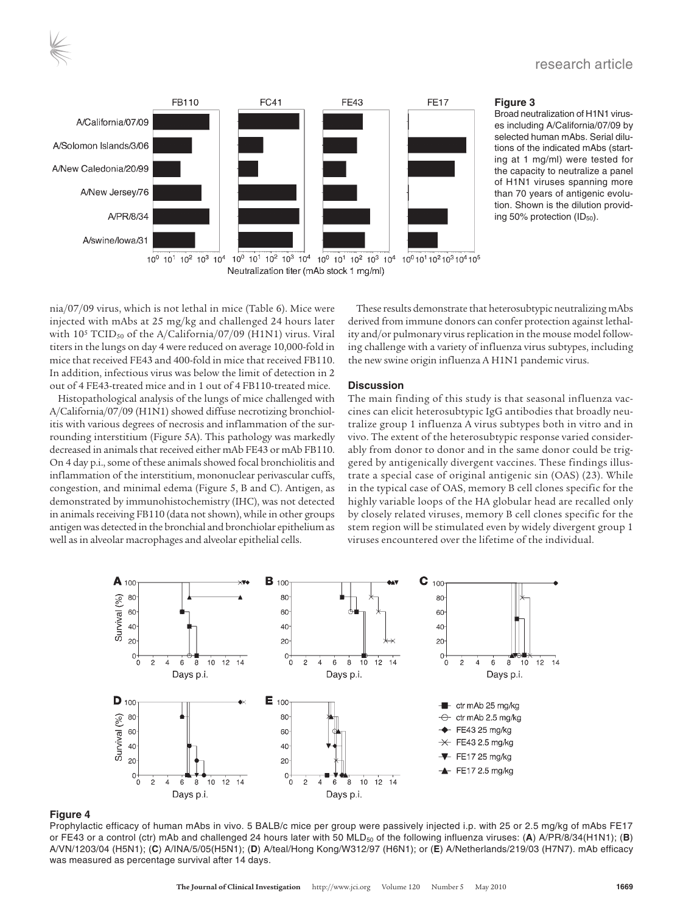**Figure 3**

Broad neutralization of H1N1 viruses including A/California/07/09 by selected human mAbs. Serial dilutions of the indicated mAbs (starting at 1 mg/ml) were tested for the capacity to neutralize a panel of H1N1 viruses spanning more than 70 years of antigenic evolution. Shown is the dilution providing 50% protection ($ID_{50}$).

nia/07/09 virus, which is not lethal in mice (Table 6). Mice were injected with mAbs at 25 mg/kg and challenged 24 hours later with $10^5$ $TCID_{50}$ of the A/California/07/09 (H1N1) virus. Viral titers in the lungs on day 4 were reduced on average 10,000-fold in mice that received FE43 and 400-fold in mice that received FB110. In addition, infectious virus was below the limit of detection in 2 out of 4 FE43-treated mice and in 1 out of 4 FB110-treated mice.

Histopathological analysis of the lungs of mice challenged with A/California/07/09 (H1N1) showed diffuse necrotizing bronchiolitis with various degrees of necrosis and inflammation of the surrounding interstitium (Figure 5A). This pathology was markedly decreased in animals that received either mAb FE43 or mAb FB110. On 4 day p.i., some of these animals showed focal bronchiolitis and inflammation of the interstitium, mononuclear perivascular cuffs, congestion, and minimal edema (Figure 5, B and C). Antigen, as demonstrated by immunohistochemistry (IHC), was not detected in animals receiving FB110 (data not shown), while in other groups antigen was detected in the bronchial and bronchiolar epithelium as well as in alveolar macrophages and alveolar epithelial cells.

These results demonstrate that heterosubtypic neutralizing mAbs derived from immune donors can confer protection against lethality and/or pulmonary virus replication in the mouse model following challenge with a variety of influenza virus subtypes, including the new swine origin influenza A H1N1 pandemic virus.

## Discussion

The main finding of this study is that seasonal influenza vaccines can elicit heterosubtypic IgG antibodies that broadly neutralize group 1 influenza A virus subtypes both in vitro and in vivo. The extent of the heterosubtypic response varied considerably from donor to donor and in the same donor could be triggered by antigenically divergent vaccines. These findings illustrate a special case of original antigenic sin (OAS) (23). While in the typical case of OAS, memory B cell clones specific for the highly variable loops of the HA globular head are recalled only by closely related viruses, memory B cell clones specific for the stem region will be stimulated even by widely divergent group 1 viruses encountered over the lifetime of the individual.

**Figure 4**

Prophylactic efficacy of human mAbs in vivo. 5 BALB/c mice per group were passively injected i.p. with 25 or 2.5 mg/kg of mAbs FE17 or FE43 or a control (ctr) mAb and challenged 24 hours later with 50 $MLD_{50}$ of the following influenza viruses: (**A**) A/PR/8/34(H1N1); (**B**) A/VN/1203/04 (H5N1); (**C**) A/INA/5/05(H5N1); (**D**) A/teal/Hong Kong/W312/97 (H6N1); or (**E**) A/Netherlands/219/03 (H7N7). mAb efficacy was measured as percentage survival after 14 days.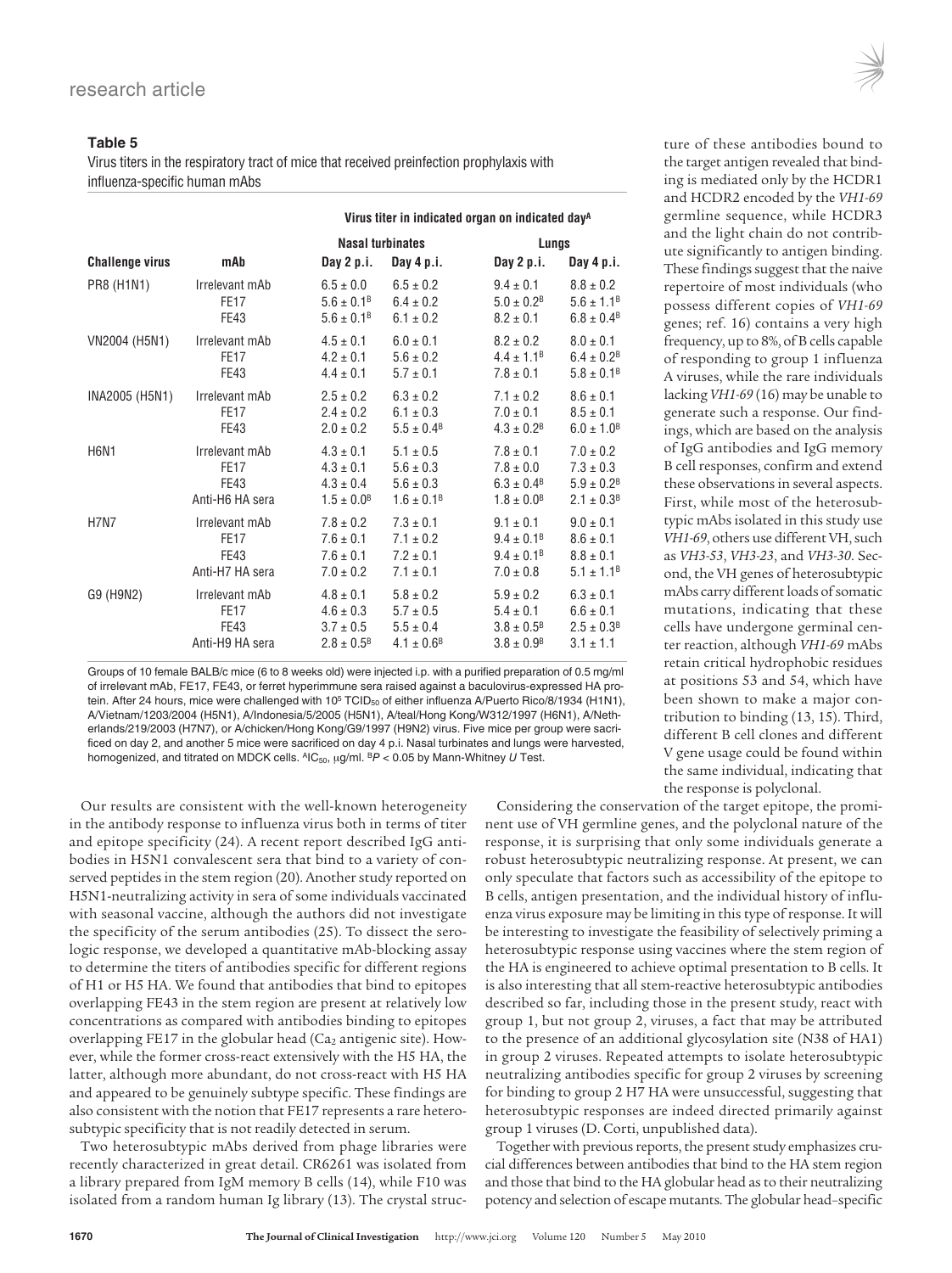**Table 5**

Virus titers in the respiratory tract of mice that received preinfection prophylaxis with influenza-specific human mAbs

| | | Virus titer in indicated organ on indicated day[A] | | | |
|---|---|---|---|---|---|
| | | Nasal turbinates | | Lungs | |
| **Challenge virus** | **mAb** | **Day 2 p.i.** | **Day 4 p.i.** | **Day 2 p.i.** | **Day 4 p.i.** |
| PR8 (H1N1) | Irrelevant mAb | 6.5 ± 0.0 | 6.5 ± 0.2 | 9.4 ± 0.1 | 8.8 ± 0.2 |
| | FE17 | 5.6 ± 0.1[B] | 6.4 ± 0.2 | 5.0 ± 0.2[B] | 5.6 ± 1.1[B] |
| | FE43 | 5.6 ± 0.1[B] | 6.1 ± 0.2 | 8.2 ± 0.1 | 6.8 ± 0.4[B] |
| VN2004 (H5N1) | Irrelevant mAb | 4.5 ± 0.1 | 6.0 ± 0.1 | 8.2 ± 0.2 | 8.0 ± 0.1 |
| | FE17 | 4.2 ± 0.1 | 5.6 ± 0.2 | 4.4 ± 1.1[B] | 6.4 ± 0.2[B] |
| | FE43 | 4.4 ± 0.1 | 5.7 ± 0.1 | 7.8 ± 0.1 | 5.8 ± 0.1[B] |
| INA2005 (H5N1) | Irrelevant mAb | 2.5 ± 0.2 | 6.3 ± 0.2 | 7.1 ± 0.2 | 8.6 ± 0.1 |
| | FE17 | 2.4 ± 0.2 | 6.1 ± 0.3 | 7.0 ± 0.1 | 8.5 ± 0.1 |
| | FE43 | 2.0 ± 0.2 | 5.5 ± 0.4[B] | 4.3 ± 0.2[B] | 6.0 ± 1.0[B] |
| H6N1 | Irrelevant mAb | 4.3 ± 0.1 | 5.1 ± 0.5 | 7.8 ± 0.1 | 7.0 ± 0.2 |
| | FE17 | 4.3 ± 0.1 | 5.6 ± 0.3 | 7.8 ± 0.0 | 7.3 ± 0.3 |
| | FE43 | 4.3 ± 0.4 | 5.6 ± 0.3 | 6.3 ± 0.4[B] | 5.9 ± 0.2[B] |
| | Anti-H6 HA sera | 1.5 ± 0.0[B] | 1.6 ± 0.1[B] | 1.8 ± 0.0[B] | 2.1 ± 0.3[B] |
| H7N7 | Irrelevant mAb | 7.8 ± 0.2 | 7.3 ± 0.1 | 9.1 ± 0.1 | 9.0 ± 0.1 |
| | FE17 | 7.6 ± 0.1 | 7.1 ± 0.2 | 9.4 ± 0.1[B] | 8.6 ± 0.1 |
| | FE43 | 7.6 ± 0.1 | 7.2 ± 0.1 | 9.4 ± 0.1[B] | 8.8 ± 0.1 |
| | Anti-H7 HA sera | 7.0 ± 0.2 | 7.1 ± 0.1 | 7.0 ± 0.8 | 5.1 ± 1.1[B] |
| G9 (H9N2) | Irrelevant mAb | 4.8 ± 0.1 | 5.8 ± 0.2 | 5.9 ± 0.2 | 6.3 ± 0.1 |
| | FE17 | 4.6 ± 0.3 | 5.7 ± 0.5 | 5.4 ± 0.1 | 6.6 ± 0.1 |
| | FE43 | 3.7 ± 0.5 | 5.5 ± 0.4 | 3.8 ± 0.5[B] | 2.5 ± 0.3[B] |
| | Anti-H9 HA sera | 2.8 ± 0.5[B] | 4.1 ± 0.6[B] | 3.8 ± 0.9[B] | 3.1 ± 1.1 |

Groups of 10 female BALB/c mice (6 to 8 weeks old) were injected i.p. with a purified preparation of 0.5 mg/ml of irrelevant mAb, FE17, FE43, or ferret hyperimmune sera raised against a baculovirus-expressed HA protein. After 24 hours, mice were challenged with $10^5$ $TCID_{50}$ of either influenza A/Puerto Rico/8/1934 (H1N1), A/Vietnam/1203/2004 (H5N1), A/Indonesia/5/2005 (H5N1), A/teal/Hong Kong/W312/1997 (H6N1), A/Netherlands/219/2003 (H7N7), or A/chicken/Hong Kong/G9/1997 (H9N2) virus. Five mice per group were sacrificed on day 2, and another 5 mice were sacrificed on day 4 p.i. Nasal turbinates and lungs were harvested, homogenized, and titrated on MDCK cells. [A]$IC_{50}$, μg/ml. [B]$P < 0.05$ by Mann-Whitney *U* Test.

Our results are consistent with the well-known heterogeneity in the antibody response to influenza virus both in terms of titer and epitope specificity (24). A recent report described IgG antibodies in H5N1 convalescent sera that bind to a variety of conserved peptides in the stem region (20). Another study reported on H5N1-neutralizing activity in sera of some individuals vaccinated with seasonal vaccine, although the authors did not investigate the specificity of the serum antibodies (25). To dissect the serologic response, we developed a quantitative mAb-blocking assay to determine the titers of antibodies specific for different regions of H1 or H5 HA. We found that antibodies that bind to epitopes overlapping FE43 in the stem region are present at relatively low concentrations as compared with antibodies binding to epitopes overlapping FE17 in the globular head ($Ca_2$ antigenic site). However, while the former cross-react extensively with the H5 HA, the latter, although more abundant, do not cross-react with H5 HA and appeared to be genuinely subtype specific. These findings are also consistent with the notion that FE17 represents a rare heterosubtypic specificity that is not readily detected in serum.

Two heterosubtypic mAbs derived from phage libraries were recently characterized in great detail. CR6261 was isolated from a library prepared from IgM memory B cells (14), while F10 was isolated from a random human Ig library (13). The crystal structure of these antibodies bound to the target antigen revealed that binding is mediated only by the HCDR1 and HCDR2 encoded by the *VH1-69* germline sequence, while HCDR3 and the light chain do not contribute significantly to antigen binding. These findings suggest that the naive repertoire of most individuals (who possess different copies of *VH1-69* genes; ref. 16) contains a very high frequency, up to 8%, of B cells capable of responding to group 1 influenza A viruses, while the rare individuals lacking *VH1-69* (16) may be unable to generate such a response. Our findings, which are based on the analysis of IgG antibodies and IgG memory B cell responses, confirm and extend these observations in several aspects. First, while most of the heterosubtypic mAbs isolated in this study use *VH1-69*, others use different VH, such as *VH3-53*, *VH3-23*, and *VH3-30*. Second, the VH genes of heterosubtypic mAbs carry different loads of somatic mutations, indicating that these cells have undergone germinal center reaction, although *VH1-69* mAbs retain critical hydrophobic residues at positions 53 and 54, which have been shown to make a major contribution to binding (13, 15). Third, different B cell clones and different V gene usage could be found within the same individual, indicating that the response is polyclonal.

Considering the conservation of the target epitope, the prominent use of VH germline genes, and the polyclonal nature of the response, it is surprising that only some individuals generate a robust heterosubtypic neutralizing response. At present, we can only speculate that factors such as accessibility of the epitope to B cells, antigen presentation, and the individual history of influenza virus exposure may be limiting in this type of response. It will be interesting to investigate the feasibility of selectively priming a heterosubtypic response using vaccines where the stem region of the HA is engineered to achieve optimal presentation to B cells. It is also interesting that all stem-reactive heterosubtypic antibodies described so far, including those in the present study, react with group 1, but not group 2, viruses, a fact that may be attributed to the presence of an additional glycosylation site (N38 of HA1) in group 2 viruses. Repeated attempts to isolate heterosubtypic neutralizing antibodies specific for group 2 viruses by screening for binding to group 2 H7 HA were unsuccessful, suggesting that heterosubtypic responses are indeed directed primarily against group 1 viruses (D. Corti, unpublished data).

Together with previous reports, the present study emphasizes crucial differences between antibodies that bind to the HA stem region and those that bind to the HA globular head as to their neutralizing potency and selection of escape mutants. The globular head–specific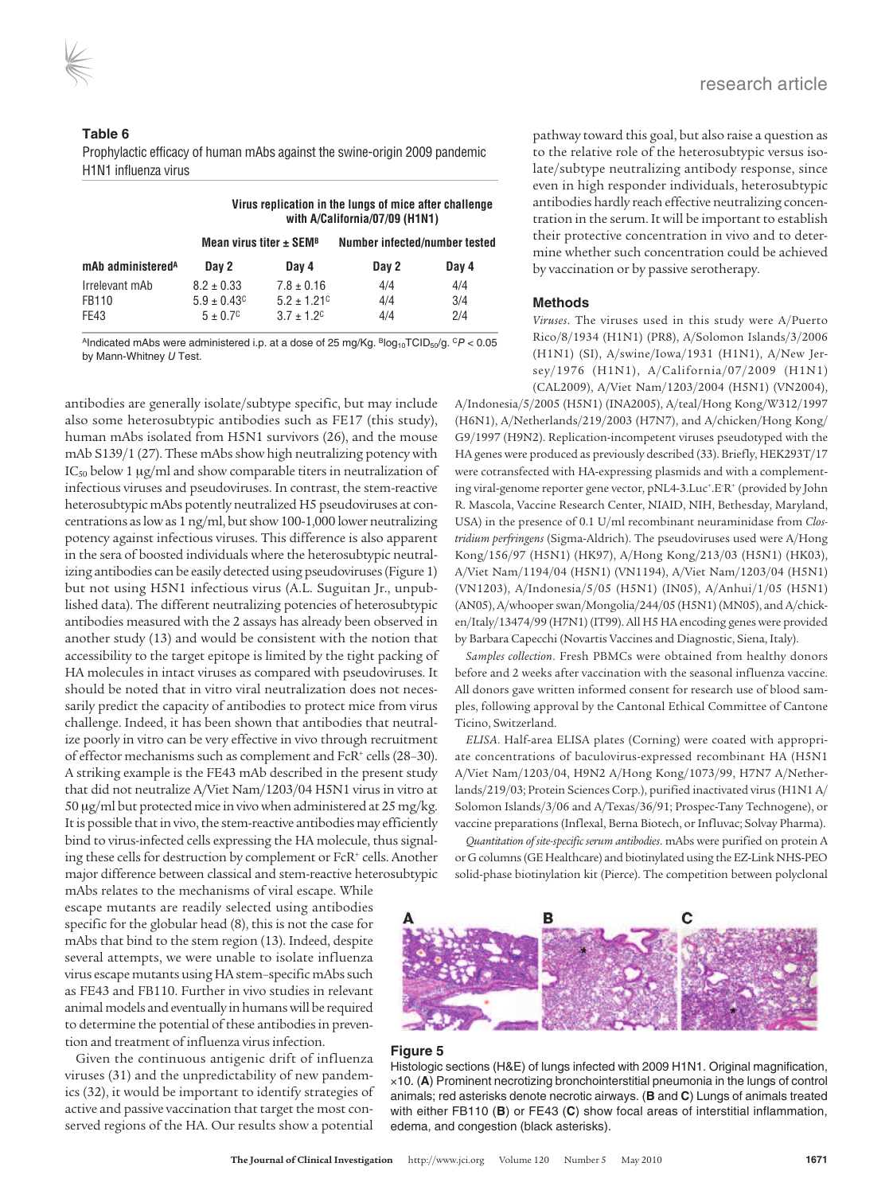**Table 6**

Prophylactic efficacy of human mAbs against the swine-origin 2009 pandemic H1N1 influenza virus

| | Virus replication in the lungs of mice after challenge with A/California/07/09 (H1N1) | | | |
|---|---|---|---|---|
| | Mean virus titer ± SEM[B] | | Number infected/number tested | |
| mAb administered[A] | Day 2 | Day 4 | Day 2 | Day 4 |
| Irrelevant mAb | 8.2 ± 0.33 | 7.8 ± 0.16 | 4/4 | 4/4 |
| FB110 | 5.9 ± 0.43[C] | 5.2 ± 1.21[C] | 4/4 | 3/4 |
| FE43 | 5 ± 0.7[C] | 3.7 ± 1.2[C] | 4/4 | 2/4 |

[A]Indicated mAbs were administered i.p. at a dose of 25 mg/Kg. [B]$\log_{10}$TCID$_{50}$/g. [C]$P < 0.05$ by Mann-Whitney *U* Test.

antibodies are generally isolate/subtype specific, but may include also some heterosubtypic antibodies such as FE17 (this study), human mAbs isolated from H5N1 survivors (26), and the mouse mAb S139/1 (27). These mAbs show high neutralizing potency with $IC_{50}$ below 1 μg/ml and show comparable titers in neutralization of infectious viruses and pseudoviruses. In contrast, the stem-reactive heterosubtypic mAbs potently neutralized H5 pseudoviruses at concentrations as low as 1 ng/ml, but show 100-1,000 lower neutralizing potency against infectious viruses. This difference is also apparent in the sera of boosted individuals where the heterosubtypic neutralizing antibodies can be easily detected using pseudoviruses (Figure 1) but not using H5N1 infectious virus (A.L. Suguitan Jr., unpublished data). The different neutralizing potencies of heterosubtypic antibodies measured with the 2 assays has already been observed in another study (13) and would be consistent with the notion that accessibility to the target epitope is limited by the tight packing of HA molecules in intact viruses as compared with pseudoviruses. It should be noted that in vitro viral neutralization does not necessarily predict the capacity of antibodies to protect mice from virus challenge. Indeed, it has been shown that antibodies that neutralize poorly in vitro can be very effective in vivo through recruitment of effector mechanisms such as complement and FcR$^+$ cells (28–30). A striking example is the FE43 mAb described in the present study that did not neutralize A/Viet Nam/1203/04 H5N1 virus in vitro at 50 μg/ml but protected mice in vivo when administered at 25 mg/kg. It is possible that in vivo, the stem-reactive antibodies may efficiently bind to virus-infected cells expressing the HA molecule, thus signaling these cells for destruction by complement or FcR$^+$ cells. Another major difference between classical and stem-reactive heterosubtypic mAbs relates to the mechanisms of viral escape. While escape mutants are readily selected using antibodies specific for the globular head (8), this is not the case for mAbs that bind to the stem region (13). Indeed, despite several attempts, we were unable to isolate influenza virus escape mutants using HA stem–specific mAbs such as FE43 and FB110. Further in vivo studies in relevant animal models and eventually in humans will be required to determine the potential of these antibodies in prevention and treatment of influenza virus infection.

Given the continuous antigenic drift of influenza viruses (31) and the unpredictability of new pandemics (32), it would be important to identify strategies of active and passive vaccination that target the most conserved regions of the HA. Our results show a potential pathway toward this goal, but also raise a question as to the relative role of the heterosubtypic versus isolate/subtype neutralizing antibody response, since even in high responder individuals, heterosubtypic antibodies hardly reach effective neutralizing concentration in the serum. It will be important to establish their protective concentration in vivo and to determine whether such concentration could be achieved by vaccination or by passive serotherapy.

## Methods

*Viruses*. The viruses used in this study were A/Puerto Rico/8/1934 (H1N1) (PR8), A/Solomon Islands/3/2006 (H1N1) (SI), A/swine/Iowa/1931 (H1N1), A/New Jersey/1976 (H1N1), A/California/07/2009 (H1N1) (CAL2009), A/Viet Nam/1203/2004 (H5N1) (VN2004), A/Indonesia/5/2005 (H5N1) (INA2005), A/teal/Hong Kong/W312/1997 (H6N1), A/Netherlands/219/2003 (H7N7), and A/chicken/Hong Kong/G9/1997 (H9N2). Replication-incompetent viruses pseudotyped with the HA genes were produced as previously described (33). Briefly, HEK293T/17 were cotransfected with HA-expressing plasmids and with a complementing viral-genome reporter gene vector, pNL4-3.Luc$^+$.E$^-$R$^+$ (provided by John R. Mascola, Vaccine Research Center, NIAID, NIH, Bethesday, Maryland, USA) in the presence of 0.1 U/ml recombinant neuraminidase from *Clostridium perfringens* (Sigma-Aldrich). The pseudoviruses used were A/Hong Kong/156/97 (H5N1) (HK97), A/Hong Kong/213/03 (H5N1) (HK03), A/Viet Nam/1194/04 (H5N1) (VN1194), A/Viet Nam/1203/04 (H5N1) (VN1203), A/Indonesia/5/05 (H5N1) (IN05), A/Anhui/1/05 (H5N1) (AN05), A/whooper swan/Mongolia/244/05 (H5N1) (MN05), and A/chicken/Italy/13474/99 (H7N1) (IT99). All H5 HA encoding genes were provided by Barbara Capecchi (Novartis Vaccines and Diagnostic, Siena, Italy).

*Samples collection*. Fresh PBMCs were obtained from healthy donors before and 2 weeks after vaccination with the seasonal influenza vaccine. All donors gave written informed consent for research use of blood samples, following approval by the Cantonal Ethical Committee of Cantone Ticino, Switzerland.

*ELISA*. Half-area ELISA plates (Corning) were coated with appropriate concentrations of baculovirus-expressed recombinant HA (H5N1 A/Viet Nam/1203/04, H9N2 A/Hong Kong/1073/99, H7N7 A/Netherlands/219/03; Protein Sciences Corp.), purified inactivated virus (H1N1 A/Solomon Islands/3/06 and A/Texas/36/91; Prospec-Tany Technogene), or vaccine preparations (Inflexal, Berna Biotech, or Influvac; Solvay Pharma).

*Quantitation of site-specific serum antibodies*. mAbs were purified on protein A or G columns (GE Healthcare) and biotinylated using the EZ-Link NHS-PEO solid-phase biotinylation kit (Pierce). The competition between polyclonal

**Figure 5**

Histologic sections (H&E) of lungs infected with 2009 H1N1. Original magnification, ×10. (**A**) Prominent necrotizing bronchointerstitial pneumonia in the lungs of control animals; red asterisks denote necrotic airways. (**B** and **C**) Lungs of animals treated with either FB110 (**B**) or FE43 (**C**) show focal areas of interstitial inflammation, edema, and congestion (black asterisks).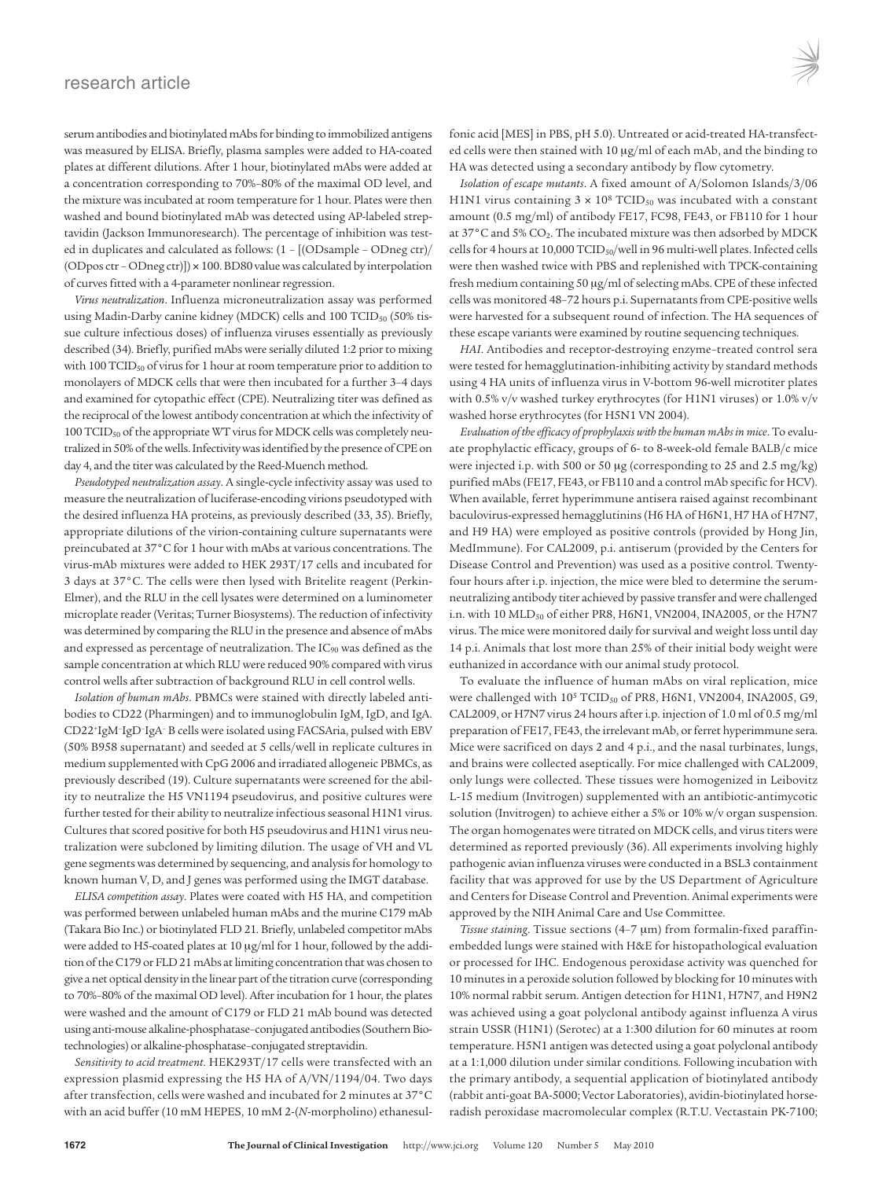serum antibodies and biotinylated mAbs for binding to immobilized antigens was measured by ELISA. Briefly, plasma samples were added to HA-coated plates at different dilutions. After 1 hour, biotinylated mAbs were added at a concentration corresponding to 70%–80% of the maximal OD level, and the mixture was incubated at room temperature for 1 hour. Plates were then washed and bound biotinylated mAb was detected using AP-labeled streptavidin (Jackson Immunoresearch). The percentage of inhibition was tested in duplicates and calculated as follows: (1 – [(ODsample – ODneg ctr)/(ODpos ctr – ODneg ctr)]) × 100. BD80 value was calculated by interpolation of curves fitted with a 4-parameter nonlinear regression.

*Virus neutralization*. Influenza microneutralization assay was performed using Madin-Darby canine kidney (MDCK) cells and 100 $TCID_{50}$ (50% tissue culture infectious doses) of influenza viruses essentially as previously described (34). Briefly, purified mAbs were serially diluted 1:2 prior to mixing with 100 $TCID_{50}$ of virus for 1 hour at room temperature prior to addition to monolayers of MDCK cells that were then incubated for a further 3–4 days and examined for cytopathic effect (CPE). Neutralizing titer was defined as the reciprocal of the lowest antibody concentration at which the infectivity of 100 $TCID_{50}$ of the appropriate WT virus for MDCK cells was completely neutralized in 50% of the wells. Infectivity was identified by the presence of CPE on day 4, and the titer was calculated by the Reed-Muench method.

*Pseudotyped neutralization assay*. A single-cycle infectivity assay was used to measure the neutralization of luciferase-encoding virions pseudotyped with the desired influenza HA proteins, as previously described (33, 35). Briefly, appropriate dilutions of the virion-containing culture supernatants were preincubated at 37°C for 1 hour with mAbs at various concentrations. The virus-mAb mixtures were added to HEK 293T/17 cells and incubated for 3 days at 37°C. The cells were then lysed with Britelite reagent (Perkin-Elmer), and the RLU in the cell lysates were determined on a luminometer microplate reader (Veritas; Turner Biosystems). The reduction of infectivity was determined by comparing the RLU in the presence and absence of mAbs and expressed as percentage of neutralization. The $IC_{90}$ was defined as the sample concentration at which RLU were reduced 90% compared with virus control wells after subtraction of background RLU in cell control wells.

*Isolation of human mAbs*. PBMCs were stained with directly labeled antibodies to CD22 (Pharmingen) and to immunoglobulin IgM, IgD, and IgA. $CD22^{+}IgM^{-}IgD^{-}IgA^{-}$ B cells were isolated using FACSAria, pulsed with EBV (50% B958 supernatant) and seeded at 5 cells/well in replicate cultures in medium supplemented with CpG 2006 and irradiated allogeneic PBMCs, as previously described (19). Culture supernatants were screened for the ability to neutralize the H5 VN1194 pseudovirus, and positive cultures were further tested for their ability to neutralize infectious seasonal H1N1 virus. Cultures that scored positive for both H5 pseudovirus and H1N1 virus neutralization were subcloned by limiting dilution. The usage of VH and VL gene segments was determined by sequencing, and analysis for homology to known human V, D, and J genes was performed using the IMGT database.

*ELISA competition assay*. Plates were coated with H5 HA, and competition was performed between unlabeled human mAbs and the murine C179 mAb (Takara Bio Inc.) or biotinylated FLD 21. Briefly, unlabeled competitor mAbs were added to H5-coated plates at 10 μg/ml for 1 hour, followed by the addition of the C179 or FLD 21 mAbs at limiting concentration that was chosen to give a net optical density in the linear part of the titration curve (corresponding to 70%–80% of the maximal OD level). After incubation for 1 hour, the plates were washed and the amount of C179 or FLD 21 mAb bound was detected using anti-mouse alkaline-phosphatase–conjugated antibodies (Southern Biotechnologies) or alkaline-phosphatase–conjugated streptavidin.

*Sensitivity to acid treatment*. HEK293T/17 cells were transfected with an expression plasmid expressing the H5 HA of A/VN/1194/04. Two days after transfection, cells were washed and incubated for 2 minutes at 37°C with an acid buffer (10 mM HEPES, 10 mM 2-(*N*-morpholino) ethanesulfonic acid [MES] in PBS, pH 5.0). Untreated or acid-treated HA-transfected cells were then stained with 10 μg/ml of each mAb, and the binding to HA was detected using a secondary antibody by flow cytometry.

*Isolation of escape mutants*. A fixed amount of A/Solomon Islands/3/06 H1N1 virus containing $3 \times 10^8$ $TCID_{50}$ was incubated with a constant amount (0.5 mg/ml) of antibody FE17, FC98, FE43, or FB110 for 1 hour at 37°C and 5% $CO_2$. The incubated mixture was then adsorbed by MDCK cells for 4 hours at 10,000 $TCID_{50}$/well in 96 multi-well plates. Infected cells were then washed twice with PBS and replenished with TPCK-containing fresh medium containing 50 μg/ml of selecting mAbs. CPE of these infected cells was monitored 48–72 hours p.i. Supernatants from CPE-positive wells were harvested for a subsequent round of infection. The HA sequences of these escape variants were examined by routine sequencing techniques.

*HAI*. Antibodies and receptor-destroying enzyme–treated control sera were tested for hemagglutination-inhibiting activity by standard methods using 4 HA units of influenza virus in V-bottom 96-well microtiter plates with 0.5% v/v washed turkey erythrocytes (for H1N1 viruses) or 1.0% v/v washed horse erythrocytes (for H5N1 VN 2004).

*Evaluation of the efficacy of prophylaxis with the human mAbs in mice*. To evaluate prophylactic efficacy, groups of 6- to 8-week-old female BALB/c mice were injected i.p. with 500 or 50 μg (corresponding to 25 and 2.5 mg/kg) purified mAbs (FE17, FE43, or FB110 and a control mAb specific for HCV). When available, ferret hyperimmune antisera raised against recombinant baculovirus-expressed hemagglutinins (H6 HA of H6N1, H7 HA of H7N7, and H9 HA) were employed as positive controls (provided by Hong Jin, MedImmune). For CAL2009, p.i. antiserum (provided by the Centers for Disease Control and Prevention) was used as a positive control. Twenty-four hours after i.p. injection, the mice were bled to determine the serum-neutralizing antibody titer achieved by passive transfer and were challenged i.n. with 10 $MLD_{50}$ of either PR8, H6N1, VN2004, INA2005, or the H7N7 virus. The mice were monitored daily for survival and weight loss until day 14 p.i. Animals that lost more than 25% of their initial body weight were euthanized in accordance with our animal study protocol.

To evaluate the influence of human mAbs on viral replication, mice were challenged with $10^5$ $TCID_{50}$ of PR8, H6N1, VN2004, INA2005, G9, CAL2009, or H7N7 virus 24 hours after i.p. injection of 1.0 ml of 0.5 mg/ml preparation of FE17, FE43, the irrelevant mAb, or ferret hyperimmune sera. Mice were sacrificed on days 2 and 4 p.i., and the nasal turbinates, lungs, and brains were collected aseptically. For mice challenged with CAL2009, only lungs were collected. These tissues were homogenized in Leibovitz L-15 medium (Invitrogen) supplemented with an antibiotic-antimycotic solution (Invitrogen) to achieve either a 5% or 10% w/v organ suspension. The organ homogenates were titrated on MDCK cells, and virus titers were determined as reported previously (36). All experiments involving highly pathogenic avian influenza viruses were conducted in a BSL3 containment facility that was approved for use by the US Department of Agriculture and Centers for Disease Control and Prevention. Animal experiments were approved by the NIH Animal Care and Use Committee.

*Tissue staining*. Tissue sections (4–7 μm) from formalin-fixed paraffin-embedded lungs were stained with H&E for histopathological evaluation or processed for IHC. Endogenous peroxidase activity was quenched for 10 minutes in a peroxide solution followed by blocking for 10 minutes with 10% normal rabbit serum. Antigen detection for H1N1, H7N7, and H9N2 was achieved using a goat polyclonal antibody against influenza A virus strain USSR (H1N1) (Serotec) at a 1:300 dilution for 60 minutes at room temperature. H5N1 antigen was detected using a goat polyclonal antibody at a 1:1,000 dilution under similar conditions. Following incubation with the primary antibody, a sequential application of biotinylated antibody (rabbit anti-goat BA-5000; Vector Laboratories), avidin-biotinylated horseradish peroxidase macromolecular complex (R.T.U. Vectastain PK-7100;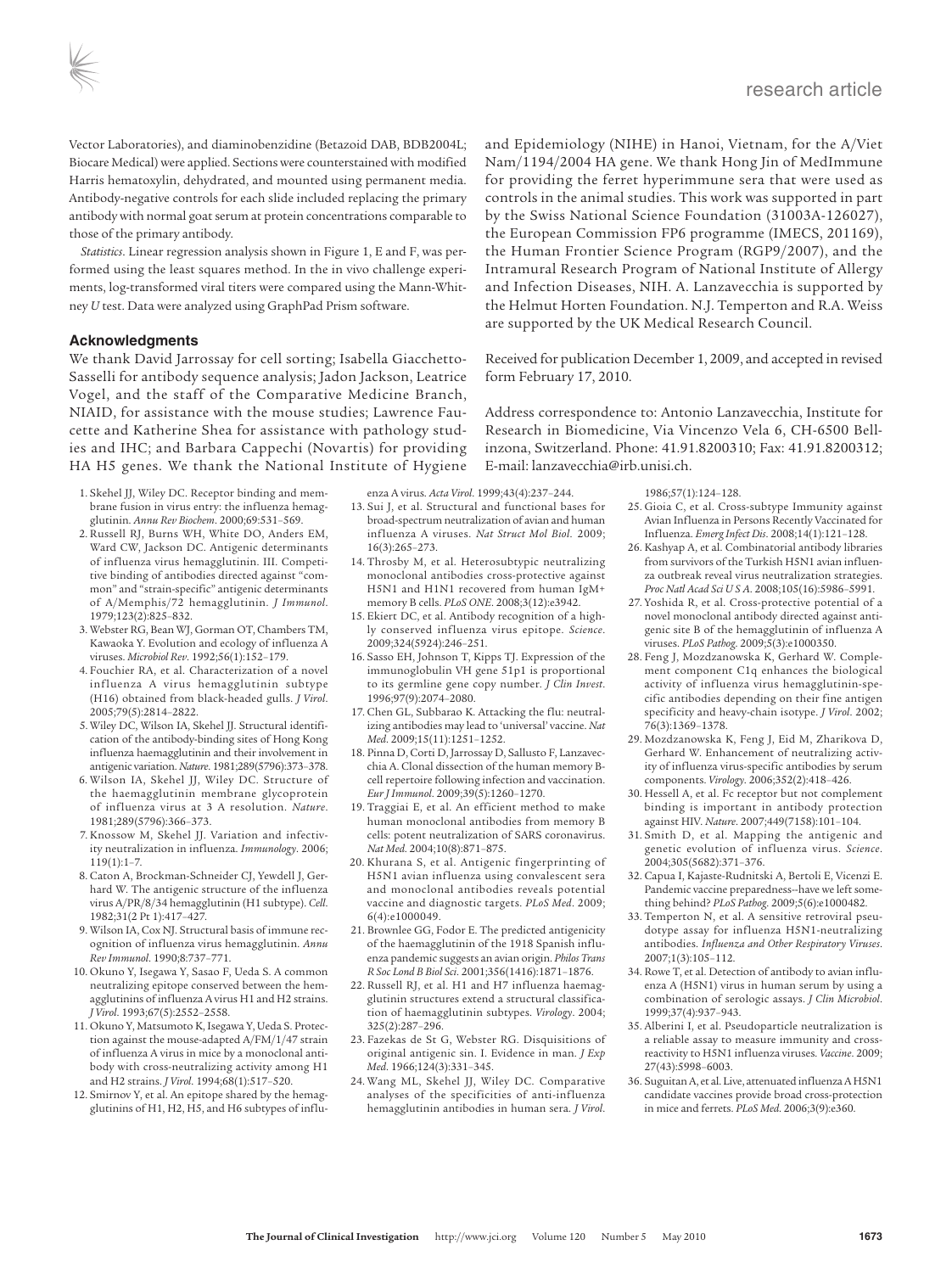Vector Laboratories), and diaminobenzidine (Betazoid DAB, BDB2004L; Biocare Medical) were applied. Sections were counterstained with modified Harris hematoxylin, dehydrated, and mounted using permanent media. Antibody-negative controls for each slide included replacing the primary antibody with normal goat serum at protein concentrations comparable to those of the primary antibody.

*Statistics*. Linear regression analysis shown in Figure 1, E and F, was performed using the least squares method. In the in vivo challenge experiments, log-transformed viral titers were compared using the Mann-Whitney *U* test. Data were analyzed using GraphPad Prism software.

### Acknowledgments

We thank David Jarrossay for cell sorting; Isabella Giacchetto-Sasselli for antibody sequence analysis; Jadon Jackson, Leatrice Vogel, and the staff of the Comparative Medicine Branch, NIAID, for assistance with the mouse studies; Lawrence Faucette and Katherine Shea for assistance with pathology studies and IHC; and Barbara Cappechi (Novartis) for providing HA H5 genes. We thank the National Institute of Hygiene and Epidemiology (NIHE) in Hanoi, Vietnam, for the A/Viet Nam/1194/2004 HA gene. We thank Hong Jin of MedImmune for providing the ferret hyperimmune sera that were used as controls in the animal studies. This work was supported in part by the Swiss National Science Foundation (31003A-126027), the European Commission FP6 programme (IMECS, 201169), the Human Frontier Science Program (RGP9/2007), and the Intramural Research Program of National Institute of Allergy and Infection Diseases, NIH. A. Lanzavecchia is supported by the Helmut Horten Foundation. N.J. Temperton and R.A. Weiss are supported by the UK Medical Research Council.

Received for publication December 1, 2009, and accepted in revised form February 17, 2010.

Address correspondence to: Antonio Lanzavecchia, Institute for Research in Biomedicine, Via Vincenzo Vela 6, CH-6500 Bellinzona, Switzerland. Phone: 41.91.8200310; Fax: 41.91.8200312; E-mail: lanzavecchia@irb.unisi.ch.

1. Skehel JJ, Wiley DC. Receptor binding and membrane fusion in virus entry: the influenza hemagglutinin. *Annu Rev Biochem*. 2000;69:531–569.
2. Russell RJ, Burns WH, White DO, Anders EM, Ward CW, Jackson DC. Antigenic determinants of influenza virus hemagglutinin. III. Competitive binding of antibodies directed against "common" and "strain-specific" antigenic determinants of A/Memphis/72 hemagglutinin. *J Immunol*. 1979;123(2):825–832.
3. Webster RG, Bean WJ, Gorman OT, Chambers TM, Kawaoka Y. Evolution and ecology of influenza A viruses. *Microbiol Rev*. 1992;56(1):152–179.
4. Fouchier RA, et al. Characterization of a novel influenza A virus hemagglutinin subtype (H16) obtained from black-headed gulls. *J Virol*. 2005;79(5):2814–2822.
5. Wiley DC, Wilson IA, Skehel JJ. Structural identification of the antibody-binding sites of Hong Kong influenza haemagglutinin and their involvement in antigenic variation. *Nature*. 1981;289(5796):373–378.
6. Wilson IA, Skehel JJ, Wiley DC. Structure of the haemagglutinin membrane glycoprotein of influenza virus at 3 A resolution. *Nature*. 1981;289(5796):366–373.
7. Knossow M, Skehel JJ. Variation and infectivity neutralization in influenza. *Immunology*. 2006; 119(1):1–7.
8. Caton A, Brockman-Schneider CJ, Yewdell J, Gerhard W. The antigenic structure of the influenza virus A/PR/8/34 hemagglutinin (H1 subtype). *Cell*. 1982;31(2 Pt 1):417–427.
9. Wilson IA, Cox NJ. Structural basis of immune recognition of influenza virus hemagglutinin. *Annu Rev Immunol*. 1990;8:737–771.
10. Okuno Y, Isegawa Y, Sasao F, Ueda S. A common neutralizing epitope conserved between the hemagglutinins of influenza A virus H1 and H2 strains. *J Virol*. 1993;67(5):2552–2558.
11. Okuno Y, Matsumoto K, Isegawa Y, Ueda S. Protection against the mouse-adapted A/FM/1/47 strain of influenza A virus in mice by a monoclonal antibody with cross-neutralizing activity among H1 and H2 strains. *J Virol*. 1994;68(1):517–520.
12. Smirnov Y, et al. An epitope shared by the hemagglutinins of H1, H2, H5, and H6 subtypes of influenza A virus. *Acta Virol*. 1999;43(4):237–244.
13. Sui J, et al. Structural and functional bases for broad-spectrum neutralization of avian and human influenza A viruses. *Nat Struct Mol Biol*. 2009; 16(3):265–273.
14. Throsby M, et al. Heterosubtypic neutralizing monoclonal antibodies cross-protective against H5N1 and H1N1 recovered from human IgM+ memory B cells. *PLoS ONE*. 2008;3(12):e3942.
15. Ekiert DC, et al. Antibody recognition of a highly conserved influenza virus epitope. *Science*. 2009;324(5924):246–251.
16. Sasso EH, Johnson T, Kipps TJ. Expression of the immunoglobulin VH gene 51p1 is proportional to its germline gene copy number. *J Clin Invest*. 1996;97(9):2074–2080.
17. Chen GL, Subbarao K. Attacking the flu: neutralizing antibodies may lead to 'universal' vaccine. *Nat Med*. 2009;15(11):1251–1252.
18. Pinna D, Corti D, Jarrossay D, Sallusto F, Lanzavecchia A. Clonal dissection of the human memory B-cell repertoire following infection and vaccination. *Eur J Immunol*. 2009;39(5):1260–1270.
19. Traggiai E, et al. An efficient method to make human monoclonal antibodies from memory B cells: potent neutralization of SARS coronavirus. *Nat Med*. 2004;10(8):871–875.
20. Khurana S, et al. Antigenic fingerprinting of H5N1 avian influenza using convalescent sera and monoclonal antibodies reveals potential vaccine and diagnostic targets. *PLoS Med*. 2009; 6(4):e1000049.
21. Brownlee GG, Fodor E. The predicted antigenicity of the haemagglutinin of the 1918 Spanish influenza pandemic suggests an avian origin. *Philos Trans R Soc Lond B Biol Sci*. 2001;356(1416):1871–1876.
22. Russell RJ, et al. H1 and H7 influenza haemagglutinin structures extend a structural classification of haemagglutinin subtypes. *Virology*. 2004; 325(2):287–296.
23. Fazekas de St G, Webster RG. Disquisitions of original antigenic sin. I. Evidence in man. *J Exp Med*. 1966;124(3):331–345.
24. Wang ML, Skehel JJ, Wiley DC. Comparative analyses of the specificities of anti-influenza hemagglutinin antibodies in human sera. *J Virol*. 1986;57(1):124–128.
25. Gioia C, et al. Cross-subtype Immunity against Avian Influenza in Persons Recently Vaccinated for Influenza. *Emerg Infect Dis*. 2008;14(1):121–128.
26. Kashyap A, et al. Combinatorial antibody libraries from survivors of the Turkish H5N1 avian influenza outbreak reveal virus neutralization strategies. *Proc Natl Acad Sci U S A*. 2008;105(16):5986–5991.
27. Yoshida R, et al. Cross-protective potential of a novel monoclonal antibody directed against antigenic site B of the hemagglutinin of influenza A viruses. *PLoS Pathog*. 2009;5(3):e1000350.
28. Feng J, Mozdzanowska K, Gerhard W. Complement component C1q enhances the biological activity of influenza virus hemagglutinin-specific antibodies depending on their fine antigen specificity and heavy-chain isotype. *J Virol*. 2002; 76(3):1369–1378.
29. Mozdzanowska K, Feng J, Eid M, Zharikova D, Gerhard W. Enhancement of neutralizing activity of influenza virus-specific antibodies by serum components. *Virology*. 2006;352(2):418–426.
30. Hessell A, et al. Fc receptor but not complement binding is important in antibody protection against HIV. *Nature*. 2007;449(7158):101–104.
31. Smith D, et al. Mapping the antigenic and genetic evolution of influenza virus. *Science*. 2004;305(5682):371–376.
32. Capua I, Kajaste-Rudnitski A, Bertoli E, Vicenzi E. Pandemic vaccine preparedness--have we left something behind? *PLoS Pathog*. 2009;5(6):e1000482.
33. Temperton N, et al. A sensitive retroviral pseudotype assay for influenza H5N1-neutralizing antibodies. *Influenza and Other Respiratory Viruses*. 2007;1(3):105–112.
34. Rowe T, et al. Detection of antibody to avian influenza A (H5N1) virus in human serum by using a combination of serologic assays. *J Clin Microbiol*. 1999;37(4):937–943.
35. Alberini I, et al. Pseudoparticle neutralization is a reliable assay to measure immunity and cross-reactivity to H5N1 influenza viruses. *Vaccine*. 2009; 27(43):5998–6003.
36. Suguitan A, et al. Live, attenuated influenza A H5N1 candidate vaccines provide broad cross-protection in mice and ferrets. *PLoS Med*. 2006;3(9):e360.